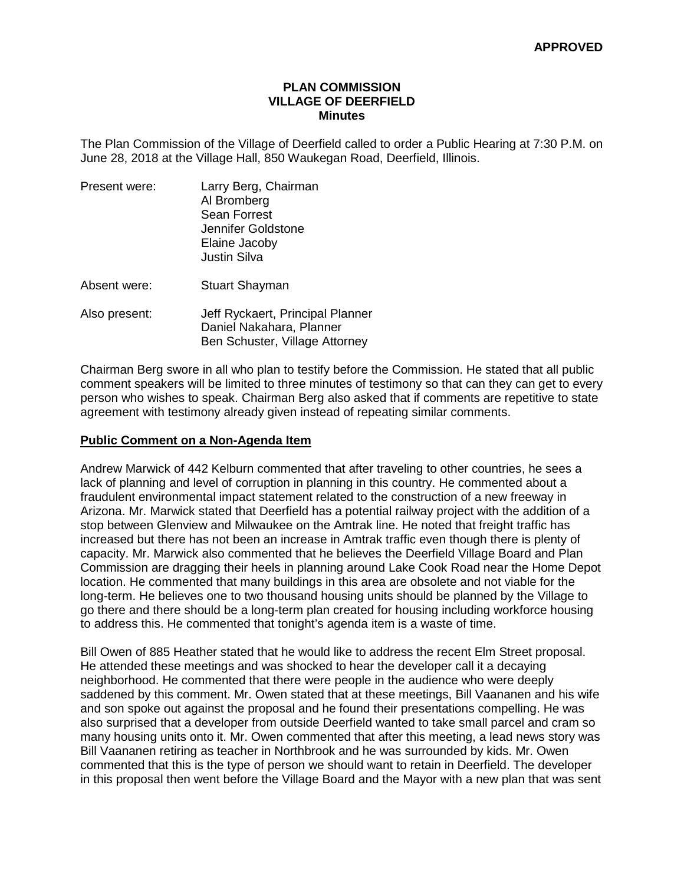**APPROVED**

# PLAN COMMISSION
# VILLAGE OF DEERFIELD
## Minutes

The Plan Commission of the Village of Deerfield called to order a Public Hearing at 7:30 P.M. on June 28, 2018 at the Village Hall, 850 Waukegan Road, Deerfield, Illinois.

Present were: Larry Berg, Chairman
Al Bromberg
Sean Forrest
Jennifer Goldstone
Elaine Jacoby
Justin Silva

Absent were: Stuart Shayman

Also present: Jeff Ryckaert, Principal Planner
Daniel Nakahara, Planner
Ben Schuster, Village Attorney

Chairman Berg swore in all who plan to testify before the Commission. He stated that all public comment speakers will be limited to three minutes of testimony so that can they can get to every person who wishes to speak. Chairman Berg also asked that if comments are repetitive to state agreement with testimony already given instead of repeating similar comments.

**Public Comment on a Non-Agenda Item**

Andrew Marwick of 442 Kelburn commented that after traveling to other countries, he sees a lack of planning and level of corruption in planning in this country. He commented about a fraudulent environmental impact statement related to the construction of a new freeway in Arizona. Mr. Marwick stated that Deerfield has a potential railway project with the addition of a stop between Glenview and Milwaukee on the Amtrak line. He noted that freight traffic has increased but there has not been an increase in Amtrak traffic even though there is plenty of capacity. Mr. Marwick also commented that he believes the Deerfield Village Board and Plan Commission are dragging their heels in planning around Lake Cook Road near the Home Depot location. He commented that many buildings in this area are obsolete and not viable for the long-term. He believes one to two thousand housing units should be planned by the Village to go there and there should be a long-term plan created for housing including workforce housing to address this. He commented that tonight's agenda item is a waste of time.

Bill Owen of 885 Heather stated that he would like to address the recent Elm Street proposal. He attended these meetings and was shocked to hear the developer call it a decaying neighborhood. He commented that there were people in the audience who were deeply saddened by this comment. Mr. Owen stated that at these meetings, Bill Vaananen and his wife and son spoke out against the proposal and he found their presentations compelling. He was also surprised that a developer from outside Deerfield wanted to take small parcel and cram so many housing units onto it. Mr. Owen commented that after this meeting, a lead news story was Bill Vaananen retiring as teacher in Northbrook and he was surrounded by kids. Mr. Owen commented that this is the type of person we should want to retain in Deerfield. The developer in this proposal then went before the Village Board and the Mayor with a new plan that was sent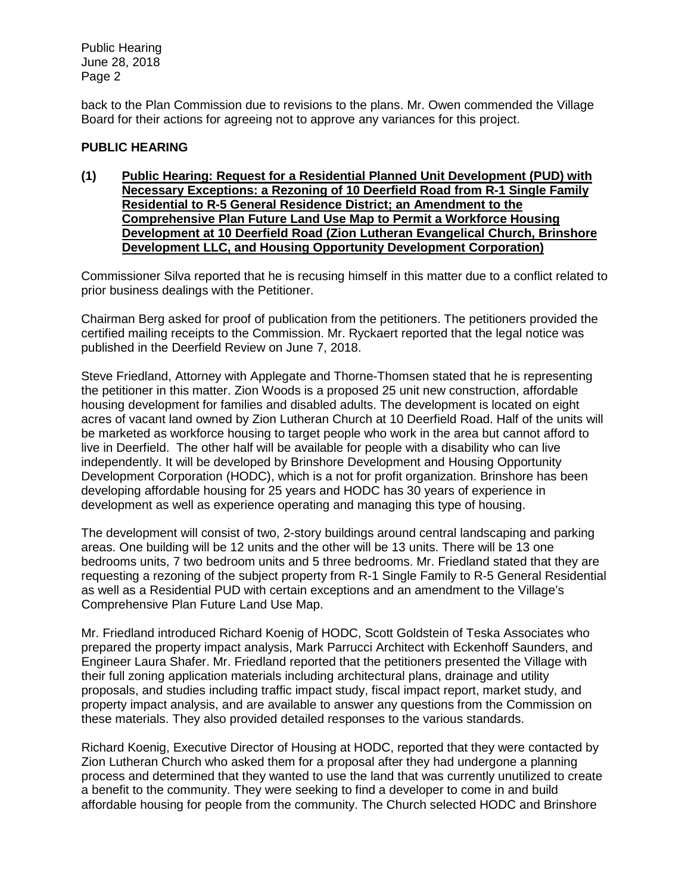back to the Plan Commission due to revisions to the plans. Mr. Owen commended the Village Board for their actions for agreeing not to approve any variances for this project.

## PUBLIC HEARING

**(1) Public Hearing: Request for a Residential Planned Unit Development (PUD) with Necessary Exceptions: a Rezoning of 10 Deerfield Road from R-1 Single Family Residential to R-5 General Residence District; an Amendment to the Comprehensive Plan Future Land Use Map to Permit a Workforce Housing Development at 10 Deerfield Road (Zion Lutheran Evangelical Church, Brinshore Development LLC, and Housing Opportunity Development Corporation)**

Commissioner Silva reported that he is recusing himself in this matter due to a conflict related to prior business dealings with the Petitioner.

Chairman Berg asked for proof of publication from the petitioners. The petitioners provided the certified mailing receipts to the Commission. Mr. Ryckaert reported that the legal notice was published in the Deerfield Review on June 7, 2018.

Steve Friedland, Attorney with Applegate and Thorne-Thomsen stated that he is representing the petitioner in this matter. Zion Woods is a proposed 25 unit new construction, affordable housing development for families and disabled adults. The development is located on eight acres of vacant land owned by Zion Lutheran Church at 10 Deerfield Road. Half of the units will be marketed as workforce housing to target people who work in the area but cannot afford to live in Deerfield. The other half will be available for people with a disability who can live independently. It will be developed by Brinshore Development and Housing Opportunity Development Corporation (HODC), which is a not for profit organization. Brinshore has been developing affordable housing for 25 years and HODC has 30 years of experience in development as well as experience operating and managing this type of housing.

The development will consist of two, 2-story buildings around central landscaping and parking areas. One building will be 12 units and the other will be 13 units. There will be 13 one bedrooms units, 7 two bedroom units and 5 three bedrooms. Mr. Friedland stated that they are requesting a rezoning of the subject property from R-1 Single Family to R-5 General Residential as well as a Residential PUD with certain exceptions and an amendment to the Village's Comprehensive Plan Future Land Use Map.

Mr. Friedland introduced Richard Koenig of HODC, Scott Goldstein of Teska Associates who prepared the property impact analysis, Mark Parrucci Architect with Eckenhoff Saunders, and Engineer Laura Shafer. Mr. Friedland reported that the petitioners presented the Village with their full zoning application materials including architectural plans, drainage and utility proposals, and studies including traffic impact study, fiscal impact report, market study, and property impact analysis, and are available to answer any questions from the Commission on these materials. They also provided detailed responses to the various standards.

Richard Koenig, Executive Director of Housing at HODC, reported that they were contacted by Zion Lutheran Church who asked them for a proposal after they had undergone a planning process and determined that they wanted to use the land that was currently unutilized to create a benefit to the community. They were seeking to find a developer to come in and build affordable housing for people from the community. The Church selected HODC and Brinshore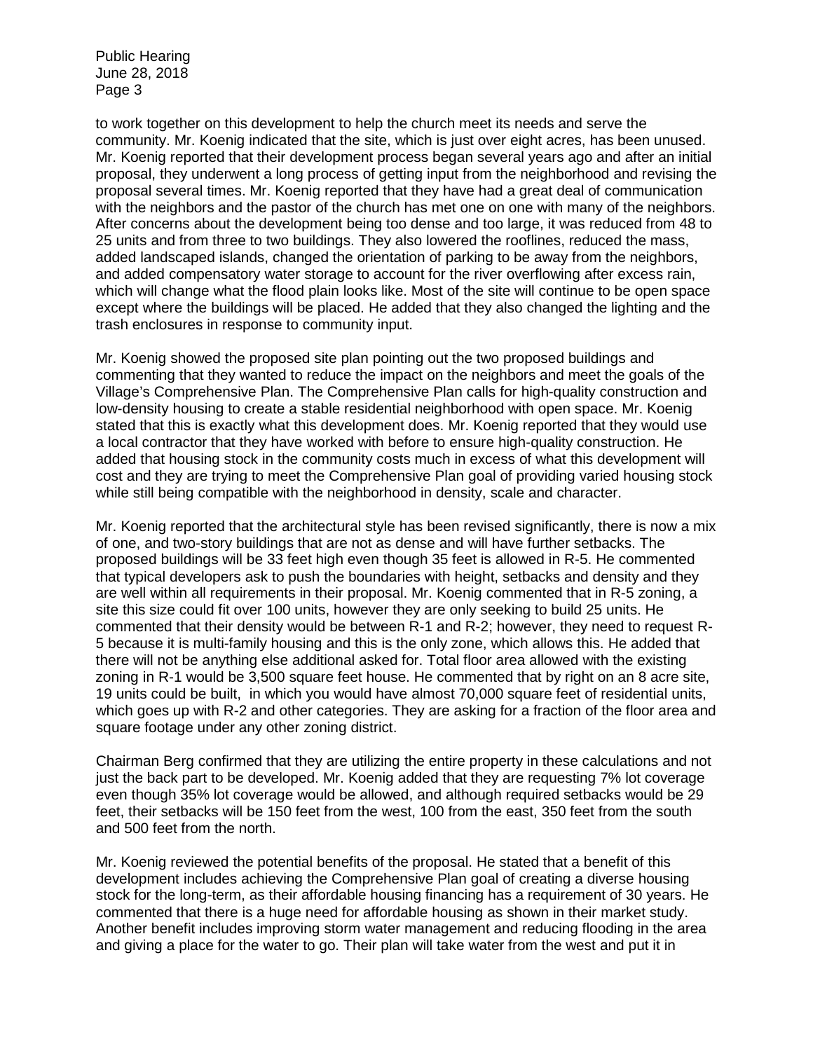to work together on this development to help the church meet its needs and serve the community. Mr. Koenig indicated that the site, which is just over eight acres, has been unused. Mr. Koenig reported that their development process began several years ago and after an initial proposal, they underwent a long process of getting input from the neighborhood and revising the proposal several times. Mr. Koenig reported that they have had a great deal of communication with the neighbors and the pastor of the church has met one on one with many of the neighbors. After concerns about the development being too dense and too large, it was reduced from 48 to 25 units and from three to two buildings. They also lowered the rooflines, reduced the mass, added landscaped islands, changed the orientation of parking to be away from the neighbors, and added compensatory water storage to account for the river overflowing after excess rain, which will change what the flood plain looks like. Most of the site will continue to be open space except where the buildings will be placed. He added that they also changed the lighting and the trash enclosures in response to community input.

Mr. Koenig showed the proposed site plan pointing out the two proposed buildings and commenting that they wanted to reduce the impact on the neighbors and meet the goals of the Village's Comprehensive Plan. The Comprehensive Plan calls for high-quality construction and low-density housing to create a stable residential neighborhood with open space. Mr. Koenig stated that this is exactly what this development does. Mr. Koenig reported that they would use a local contractor that they have worked with before to ensure high-quality construction. He added that housing stock in the community costs much in excess of what this development will cost and they are trying to meet the Comprehensive Plan goal of providing varied housing stock while still being compatible with the neighborhood in density, scale and character.

Mr. Koenig reported that the architectural style has been revised significantly, there is now a mix of one, and two-story buildings that are not as dense and will have further setbacks. The proposed buildings will be 33 feet high even though 35 feet is allowed in R-5. He commented that typical developers ask to push the boundaries with height, setbacks and density and they are well within all requirements in their proposal. Mr. Koenig commented that in R-5 zoning, a site this size could fit over 100 units, however they are only seeking to build 25 units. He commented that their density would be between R-1 and R-2; however, they need to request R-5 because it is multi-family housing and this is the only zone, which allows this. He added that there will not be anything else additional asked for. Total floor area allowed with the existing zoning in R-1 would be 3,500 square feet house. He commented that by right on an 8 acre site, 19 units could be built, in which you would have almost 70,000 square feet of residential units, which goes up with R-2 and other categories. They are asking for a fraction of the floor area and square footage under any other zoning district.

Chairman Berg confirmed that they are utilizing the entire property in these calculations and not just the back part to be developed. Mr. Koenig added that they are requesting 7% lot coverage even though 35% lot coverage would be allowed, and although required setbacks would be 29 feet, their setbacks will be 150 feet from the west, 100 from the east, 350 feet from the south and 500 feet from the north.

Mr. Koenig reviewed the potential benefits of the proposal. He stated that a benefit of this development includes achieving the Comprehensive Plan goal of creating a diverse housing stock for the long-term, as their affordable housing financing has a requirement of 30 years. He commented that there is a huge need for affordable housing as shown in their market study. Another benefit includes improving storm water management and reducing flooding in the area and giving a place for the water to go. Their plan will take water from the west and put it in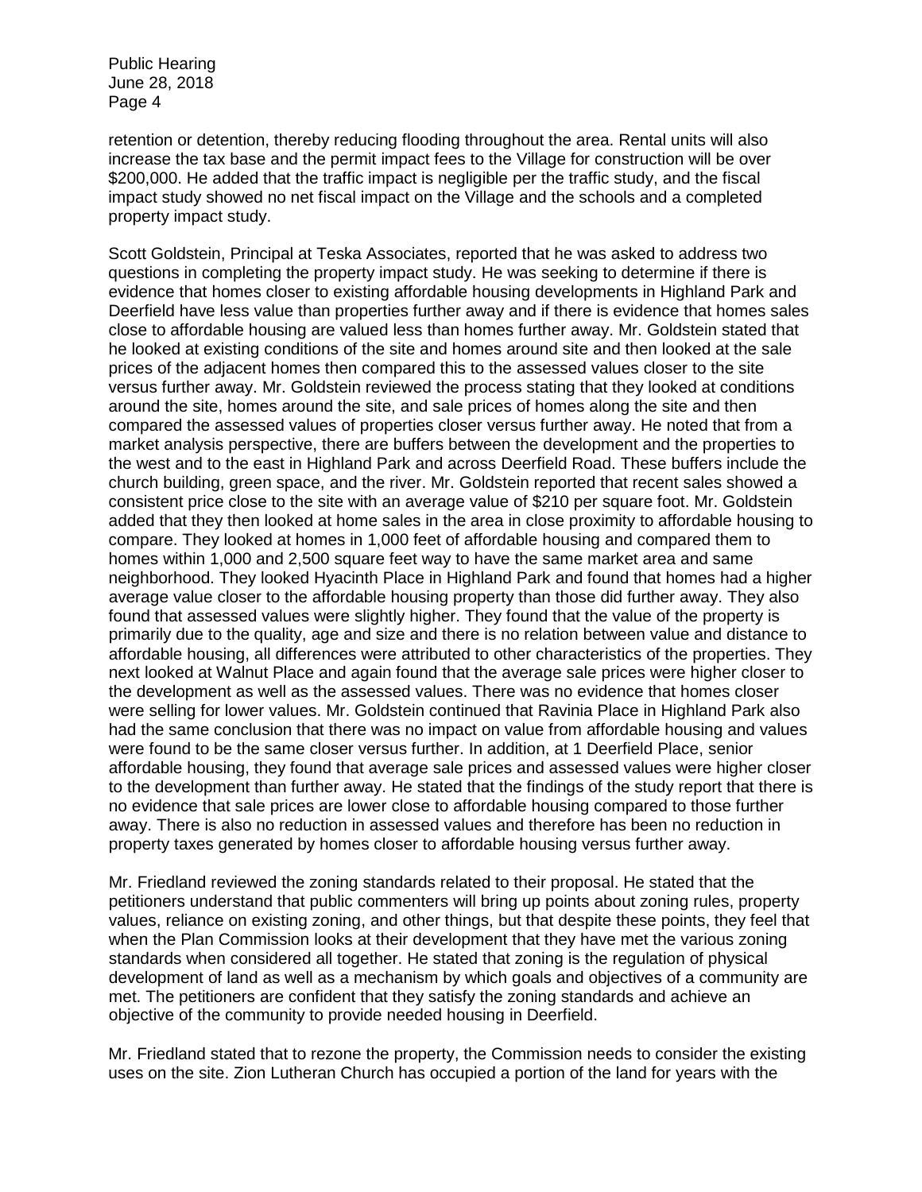retention or detention, thereby reducing flooding throughout the area. Rental units will also increase the tax base and the permit impact fees to the Village for construction will be over $200,000. He added that the traffic impact is negligible per the traffic study, and the fiscal impact study showed no net fiscal impact on the Village and the schools and a completed property impact study.

Scott Goldstein, Principal at Teska Associates, reported that he was asked to address two questions in completing the property impact study. He was seeking to determine if there is evidence that homes closer to existing affordable housing developments in Highland Park and Deerfield have less value than properties further away and if there is evidence that homes sales close to affordable housing are valued less than homes further away. Mr. Goldstein stated that he looked at existing conditions of the site and homes around site and then looked at the sale prices of the adjacent homes then compared this to the assessed values closer to the site versus further away. Mr. Goldstein reviewed the process stating that they looked at conditions around the site, homes around the site, and sale prices of homes along the site and then compared the assessed values of properties closer versus further away. He noted that from a market analysis perspective, there are buffers between the development and the properties to the west and to the east in Highland Park and across Deerfield Road. These buffers include the church building, green space, and the river. Mr. Goldstein reported that recent sales showed a consistent price close to the site with an average value of $210 per square foot. Mr. Goldstein added that they then looked at home sales in the area in close proximity to affordable housing to compare. They looked at homes in 1,000 feet of affordable housing and compared them to homes within 1,000 and 2,500 square feet way to have the same market area and same neighborhood. They looked Hyacinth Place in Highland Park and found that homes had a higher average value closer to the affordable housing property than those did further away. They also found that assessed values were slightly higher. They found that the value of the property is primarily due to the quality, age and size and there is no relation between value and distance to affordable housing, all differences were attributed to other characteristics of the properties. They next looked at Walnut Place and again found that the average sale prices were higher closer to the development as well as the assessed values. There was no evidence that homes closer were selling for lower values. Mr. Goldstein continued that Ravinia Place in Highland Park also had the same conclusion that there was no impact on value from affordable housing and values were found to be the same closer versus further. In addition, at 1 Deerfield Place, senior affordable housing, they found that average sale prices and assessed values were higher closer to the development than further away. He stated that the findings of the study report that there is no evidence that sale prices are lower close to affordable housing compared to those further away. There is also no reduction in assessed values and therefore has been no reduction in property taxes generated by homes closer to affordable housing versus further away.

Mr. Friedland reviewed the zoning standards related to their proposal. He stated that the petitioners understand that public commenters will bring up points about zoning rules, property values, reliance on existing zoning, and other things, but that despite these points, they feel that when the Plan Commission looks at their development that they have met the various zoning standards when considered all together. He stated that zoning is the regulation of physical development of land as well as a mechanism by which goals and objectives of a community are met. The petitioners are confident that they satisfy the zoning standards and achieve an objective of the community to provide needed housing in Deerfield.

Mr. Friedland stated that to rezone the property, the Commission needs to consider the existing uses on the site. Zion Lutheran Church has occupied a portion of the land for years with the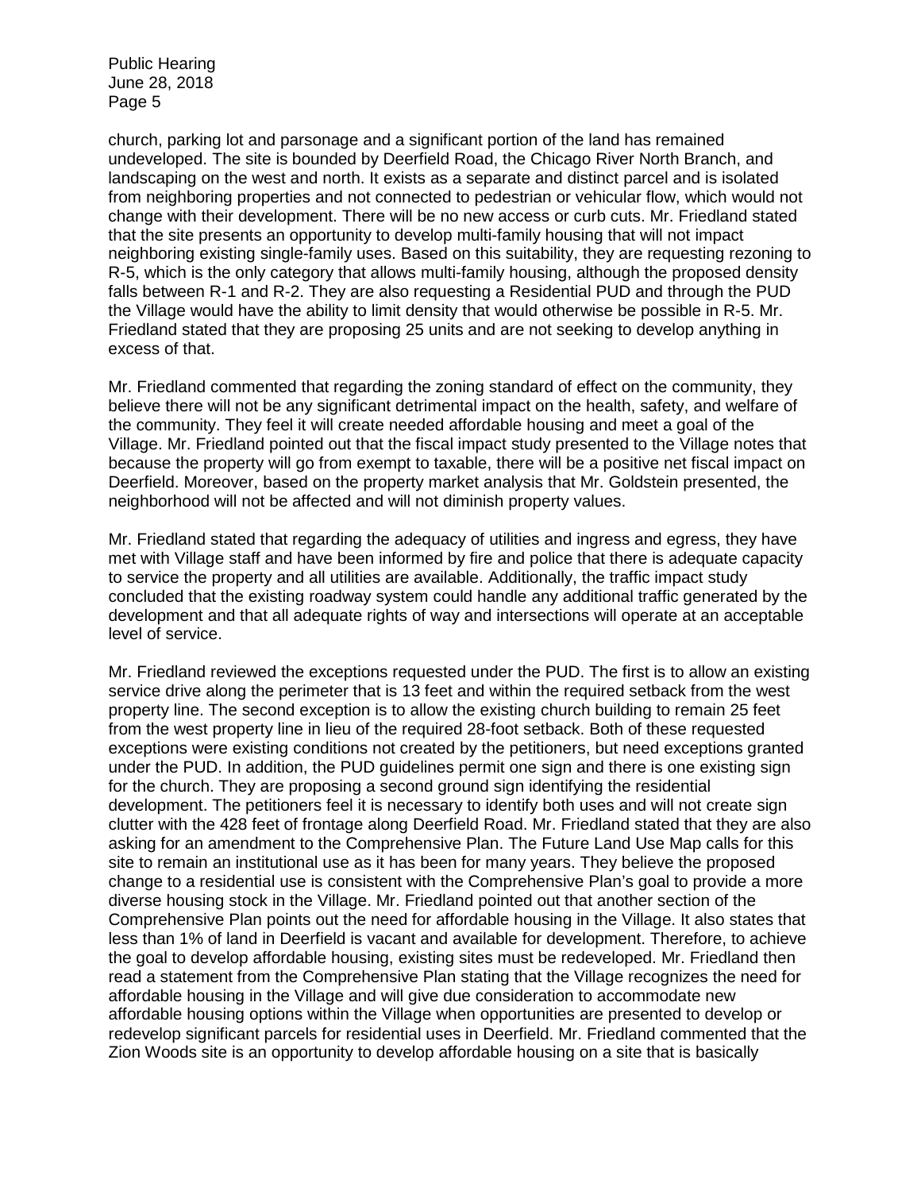church, parking lot and parsonage and a significant portion of the land has remained undeveloped. The site is bounded by Deerfield Road, the Chicago River North Branch, and landscaping on the west and north. It exists as a separate and distinct parcel and is isolated from neighboring properties and not connected to pedestrian or vehicular flow, which would not change with their development. There will be no new access or curb cuts. Mr. Friedland stated that the site presents an opportunity to develop multi-family housing that will not impact neighboring existing single-family uses. Based on this suitability, they are requesting rezoning to R-5, which is the only category that allows multi-family housing, although the proposed density falls between R-1 and R-2. They are also requesting a Residential PUD and through the PUD the Village would have the ability to limit density that would otherwise be possible in R-5. Mr. Friedland stated that they are proposing 25 units and are not seeking to develop anything in excess of that.

Mr. Friedland commented that regarding the zoning standard of effect on the community, they believe there will not be any significant detrimental impact on the health, safety, and welfare of the community. They feel it will create needed affordable housing and meet a goal of the Village. Mr. Friedland pointed out that the fiscal impact study presented to the Village notes that because the property will go from exempt to taxable, there will be a positive net fiscal impact on Deerfield. Moreover, based on the property market analysis that Mr. Goldstein presented, the neighborhood will not be affected and will not diminish property values.

Mr. Friedland stated that regarding the adequacy of utilities and ingress and egress, they have met with Village staff and have been informed by fire and police that there is adequate capacity to service the property and all utilities are available. Additionally, the traffic impact study concluded that the existing roadway system could handle any additional traffic generated by the development and that all adequate rights of way and intersections will operate at an acceptable level of service.

Mr. Friedland reviewed the exceptions requested under the PUD. The first is to allow an existing service drive along the perimeter that is 13 feet and within the required setback from the west property line. The second exception is to allow the existing church building to remain 25 feet from the west property line in lieu of the required 28-foot setback. Both of these requested exceptions were existing conditions not created by the petitioners, but need exceptions granted under the PUD. In addition, the PUD guidelines permit one sign and there is one existing sign for the church. They are proposing a second ground sign identifying the residential development. The petitioners feel it is necessary to identify both uses and will not create sign clutter with the 428 feet of frontage along Deerfield Road. Mr. Friedland stated that they are also asking for an amendment to the Comprehensive Plan. The Future Land Use Map calls for this site to remain an institutional use as it has been for many years. They believe the proposed change to a residential use is consistent with the Comprehensive Plan's goal to provide a more diverse housing stock in the Village. Mr. Friedland pointed out that another section of the Comprehensive Plan points out the need for affordable housing in the Village. It also states that less than 1% of land in Deerfield is vacant and available for development. Therefore, to achieve the goal to develop affordable housing, existing sites must be redeveloped. Mr. Friedland then read a statement from the Comprehensive Plan stating that the Village recognizes the need for affordable housing in the Village and will give due consideration to accommodate new affordable housing options within the Village when opportunities are presented to develop or redevelop significant parcels for residential uses in Deerfield. Mr. Friedland commented that the Zion Woods site is an opportunity to develop affordable housing on a site that is basically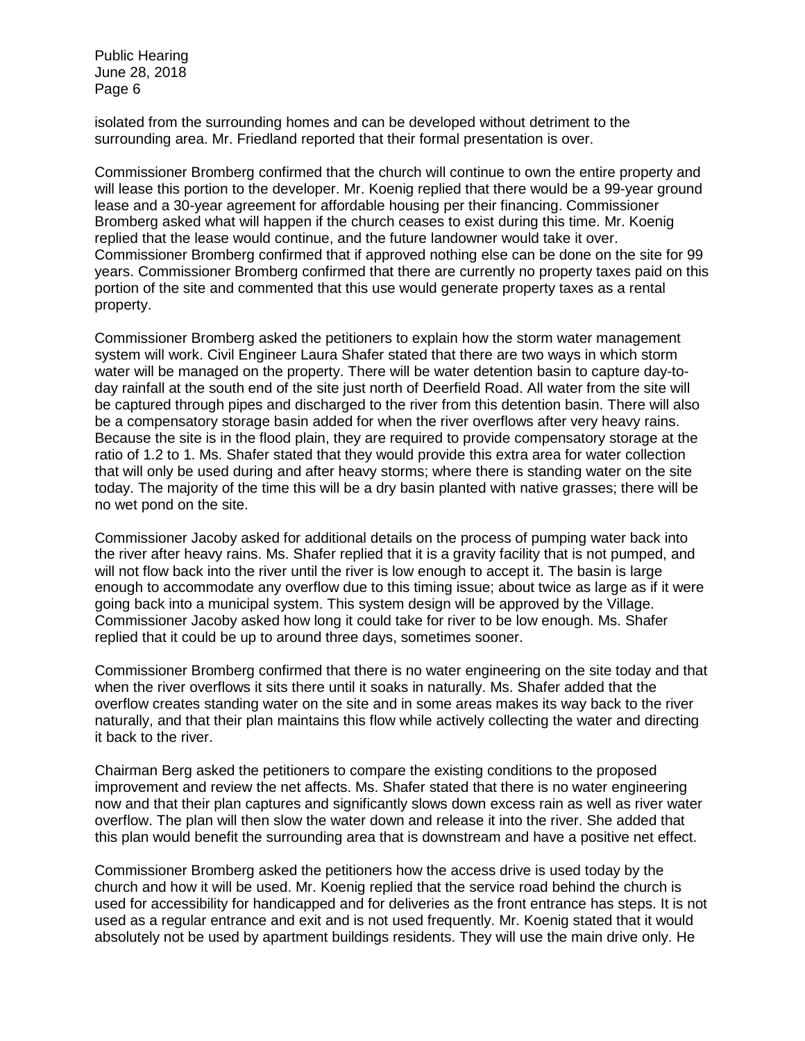isolated from the surrounding homes and can be developed without detriment to the surrounding area. Mr. Friedland reported that their formal presentation is over.

Commissioner Bromberg confirmed that the church will continue to own the entire property and will lease this portion to the developer. Mr. Koenig replied that there would be a 99-year ground lease and a 30-year agreement for affordable housing per their financing. Commissioner Bromberg asked what will happen if the church ceases to exist during this time. Mr. Koenig replied that the lease would continue, and the future landowner would take it over. Commissioner Bromberg confirmed that if approved nothing else can be done on the site for 99 years. Commissioner Bromberg confirmed that there are currently no property taxes paid on this portion of the site and commented that this use would generate property taxes as a rental property.

Commissioner Bromberg asked the petitioners to explain how the storm water management system will work. Civil Engineer Laura Shafer stated that there are two ways in which storm water will be managed on the property. There will be water detention basin to capture day-to-day rainfall at the south end of the site just north of Deerfield Road. All water from the site will be captured through pipes and discharged to the river from this detention basin. There will also be a compensatory storage basin added for when the river overflows after very heavy rains. Because the site is in the flood plain, they are required to provide compensatory storage at the ratio of 1.2 to 1. Ms. Shafer stated that they would provide this extra area for water collection that will only be used during and after heavy storms; where there is standing water on the site today. The majority of the time this will be a dry basin planted with native grasses; there will be no wet pond on the site.

Commissioner Jacoby asked for additional details on the process of pumping water back into the river after heavy rains. Ms. Shafer replied that it is a gravity facility that is not pumped, and will not flow back into the river until the river is low enough to accept it. The basin is large enough to accommodate any overflow due to this timing issue; about twice as large as if it were going back into a municipal system. This system design will be approved by the Village. Commissioner Jacoby asked how long it could take for river to be low enough. Ms. Shafer replied that it could be up to around three days, sometimes sooner.

Commissioner Bromberg confirmed that there is no water engineering on the site today and that when the river overflows it sits there until it soaks in naturally. Ms. Shafer added that the overflow creates standing water on the site and in some areas makes its way back to the river naturally, and that their plan maintains this flow while actively collecting the water and directing it back to the river.

Chairman Berg asked the petitioners to compare the existing conditions to the proposed improvement and review the net affects. Ms. Shafer stated that there is no water engineering now and that their plan captures and significantly slows down excess rain as well as river water overflow. The plan will then slow the water down and release it into the river. She added that this plan would benefit the surrounding area that is downstream and have a positive net effect.

Commissioner Bromberg asked the petitioners how the access drive is used today by the church and how it will be used. Mr. Koenig replied that the service road behind the church is used for accessibility for handicapped and for deliveries as the front entrance has steps. It is not used as a regular entrance and exit and is not used frequently. Mr. Koenig stated that it would absolutely not be used by apartment buildings residents. They will use the main drive only. He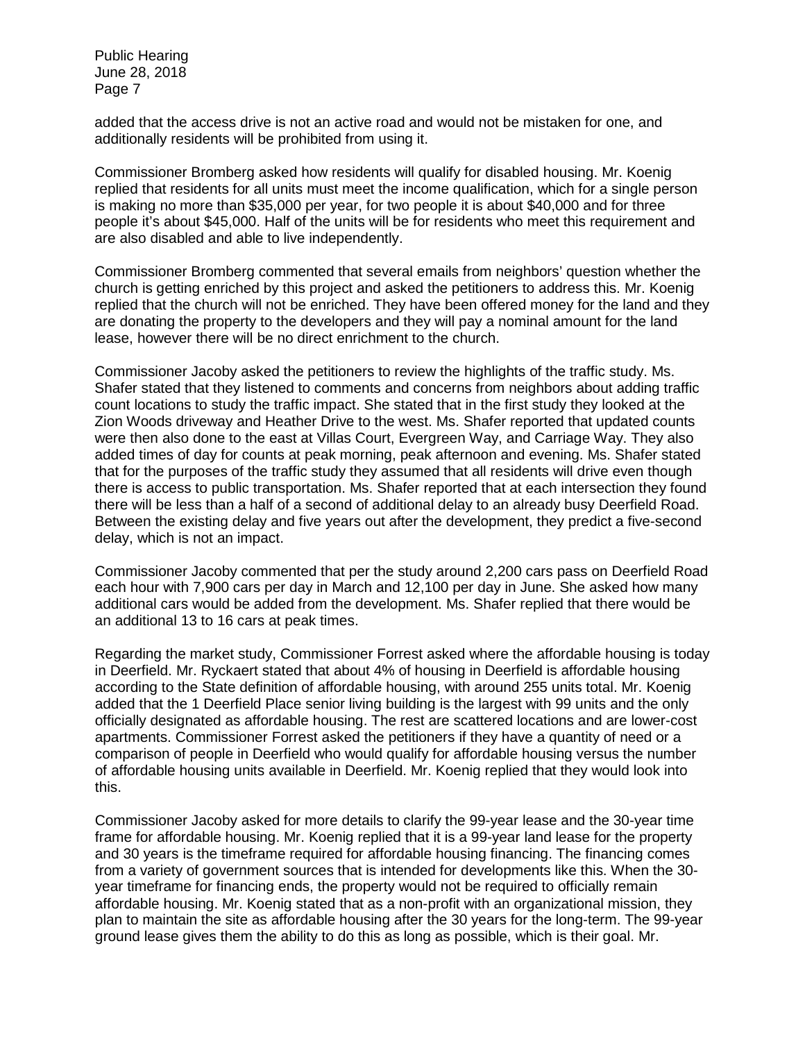added that the access drive is not an active road and would not be mistaken for one, and additionally residents will be prohibited from using it.

Commissioner Bromberg asked how residents will qualify for disabled housing. Mr. Koenig replied that residents for all units must meet the income qualification, which for a single person is making no more than $35,000 per year, for two people it is about $40,000 and for three people it's about $45,000. Half of the units will be for residents who meet this requirement and are also disabled and able to live independently.

Commissioner Bromberg commented that several emails from neighbors' question whether the church is getting enriched by this project and asked the petitioners to address this. Mr. Koenig replied that the church will not be enriched. They have been offered money for the land and they are donating the property to the developers and they will pay a nominal amount for the land lease, however there will be no direct enrichment to the church.

Commissioner Jacoby asked the petitioners to review the highlights of the traffic study. Ms. Shafer stated that they listened to comments and concerns from neighbors about adding traffic count locations to study the traffic impact. She stated that in the first study they looked at the Zion Woods driveway and Heather Drive to the west. Ms. Shafer reported that updated counts were then also done to the east at Villas Court, Evergreen Way, and Carriage Way. They also added times of day for counts at peak morning, peak afternoon and evening. Ms. Shafer stated that for the purposes of the traffic study they assumed that all residents will drive even though there is access to public transportation. Ms. Shafer reported that at each intersection they found there will be less than a half of a second of additional delay to an already busy Deerfield Road. Between the existing delay and five years out after the development, they predict a five-second delay, which is not an impact.

Commissioner Jacoby commented that per the study around 2,200 cars pass on Deerfield Road each hour with 7,900 cars per day in March and 12,100 per day in June. She asked how many additional cars would be added from the development. Ms. Shafer replied that there would be an additional 13 to 16 cars at peak times.

Regarding the market study, Commissioner Forrest asked where the affordable housing is today in Deerfield. Mr. Ryckaert stated that about 4% of housing in Deerfield is affordable housing according to the State definition of affordable housing, with around 255 units total. Mr. Koenig added that the 1 Deerfield Place senior living building is the largest with 99 units and the only officially designated as affordable housing. The rest are scattered locations and are lower-cost apartments. Commissioner Forrest asked the petitioners if they have a quantity of need or a comparison of people in Deerfield who would qualify for affordable housing versus the number of affordable housing units available in Deerfield. Mr. Koenig replied that they would look into this.

Commissioner Jacoby asked for more details to clarify the 99-year lease and the 30-year time frame for affordable housing. Mr. Koenig replied that it is a 99-year land lease for the property and 30 years is the timeframe required for affordable housing financing. The financing comes from a variety of government sources that is intended for developments like this. When the 30-year timeframe for financing ends, the property would not be required to officially remain affordable housing. Mr. Koenig stated that as a non-profit with an organizational mission, they plan to maintain the site as affordable housing after the 30 years for the long-term. The 99-year ground lease gives them the ability to do this as long as possible, which is their goal. Mr.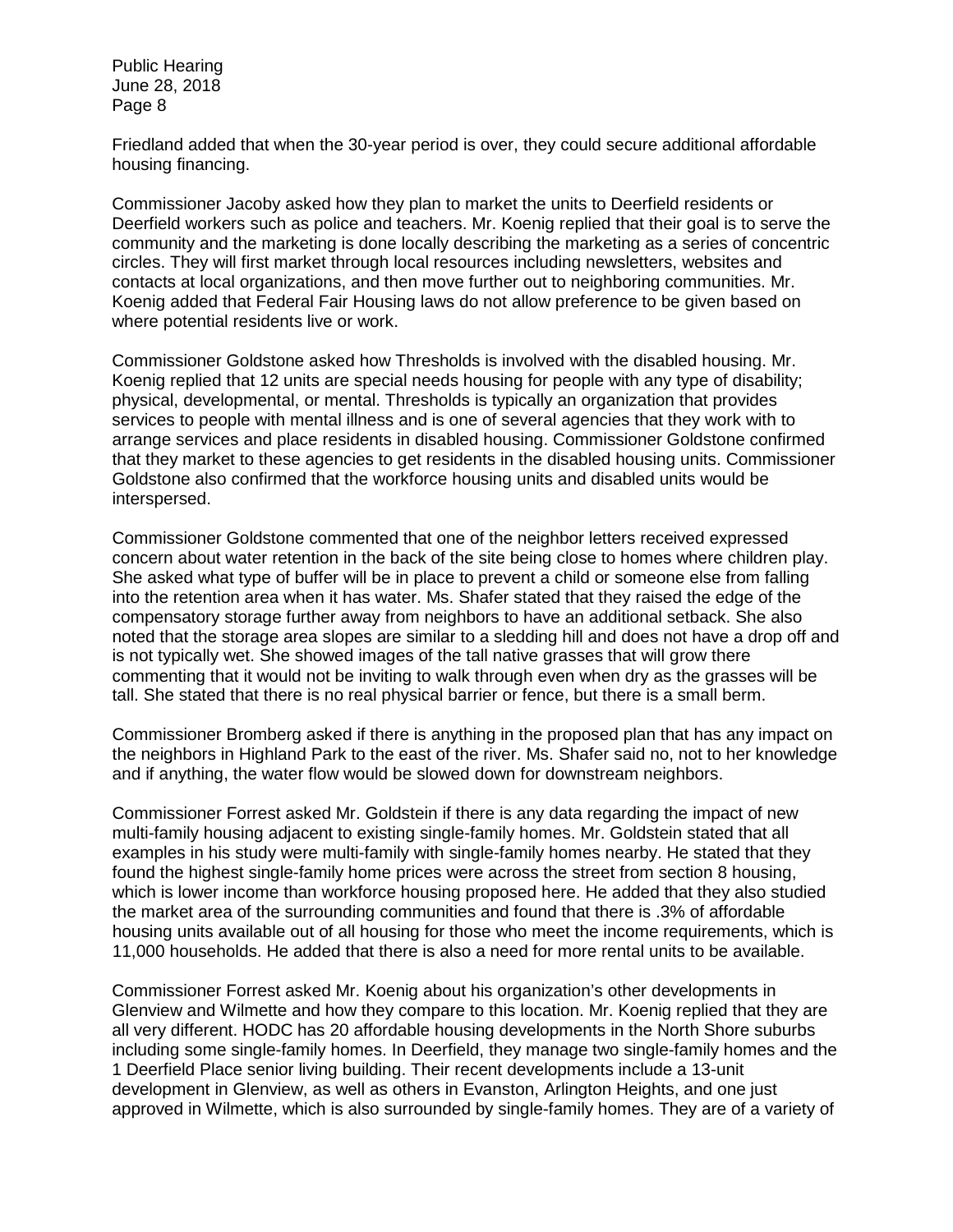Friedland added that when the 30-year period is over, they could secure additional affordable housing financing.

Commissioner Jacoby asked how they plan to market the units to Deerfield residents or Deerfield workers such as police and teachers. Mr. Koenig replied that their goal is to serve the community and the marketing is done locally describing the marketing as a series of concentric circles. They will first market through local resources including newsletters, websites and contacts at local organizations, and then move further out to neighboring communities. Mr. Koenig added that Federal Fair Housing laws do not allow preference to be given based on where potential residents live or work.

Commissioner Goldstone asked how Thresholds is involved with the disabled housing. Mr. Koenig replied that 12 units are special needs housing for people with any type of disability; physical, developmental, or mental. Thresholds is typically an organization that provides services to people with mental illness and is one of several agencies that they work with to arrange services and place residents in disabled housing. Commissioner Goldstone confirmed that they market to these agencies to get residents in the disabled housing units. Commissioner Goldstone also confirmed that the workforce housing units and disabled units would be interspersed.

Commissioner Goldstone commented that one of the neighbor letters received expressed concern about water retention in the back of the site being close to homes where children play. She asked what type of buffer will be in place to prevent a child or someone else from falling into the retention area when it has water. Ms. Shafer stated that they raised the edge of the compensatory storage further away from neighbors to have an additional setback. She also noted that the storage area slopes are similar to a sledding hill and does not have a drop off and is not typically wet. She showed images of the tall native grasses that will grow there commenting that it would not be inviting to walk through even when dry as the grasses will be tall. She stated that there is no real physical barrier or fence, but there is a small berm.

Commissioner Bromberg asked if there is anything in the proposed plan that has any impact on the neighbors in Highland Park to the east of the river. Ms. Shafer said no, not to her knowledge and if anything, the water flow would be slowed down for downstream neighbors.

Commissioner Forrest asked Mr. Goldstein if there is any data regarding the impact of new multi-family housing adjacent to existing single-family homes. Mr. Goldstein stated that all examples in his study were multi-family with single-family homes nearby. He stated that they found the highest single-family home prices were across the street from section 8 housing, which is lower income than workforce housing proposed here. He added that they also studied the market area of the surrounding communities and found that there is .3% of affordable housing units available out of all housing for those who meet the income requirements, which is 11,000 households. He added that there is also a need for more rental units to be available.

Commissioner Forrest asked Mr. Koenig about his organization's other developments in Glenview and Wilmette and how they compare to this location. Mr. Koenig replied that they are all very different. HODC has 20 affordable housing developments in the North Shore suburbs including some single-family homes. In Deerfield, they manage two single-family homes and the 1 Deerfield Place senior living building. Their recent developments include a 13-unit development in Glenview, as well as others in Evanston, Arlington Heights, and one just approved in Wilmette, which is also surrounded by single-family homes. They are of a variety of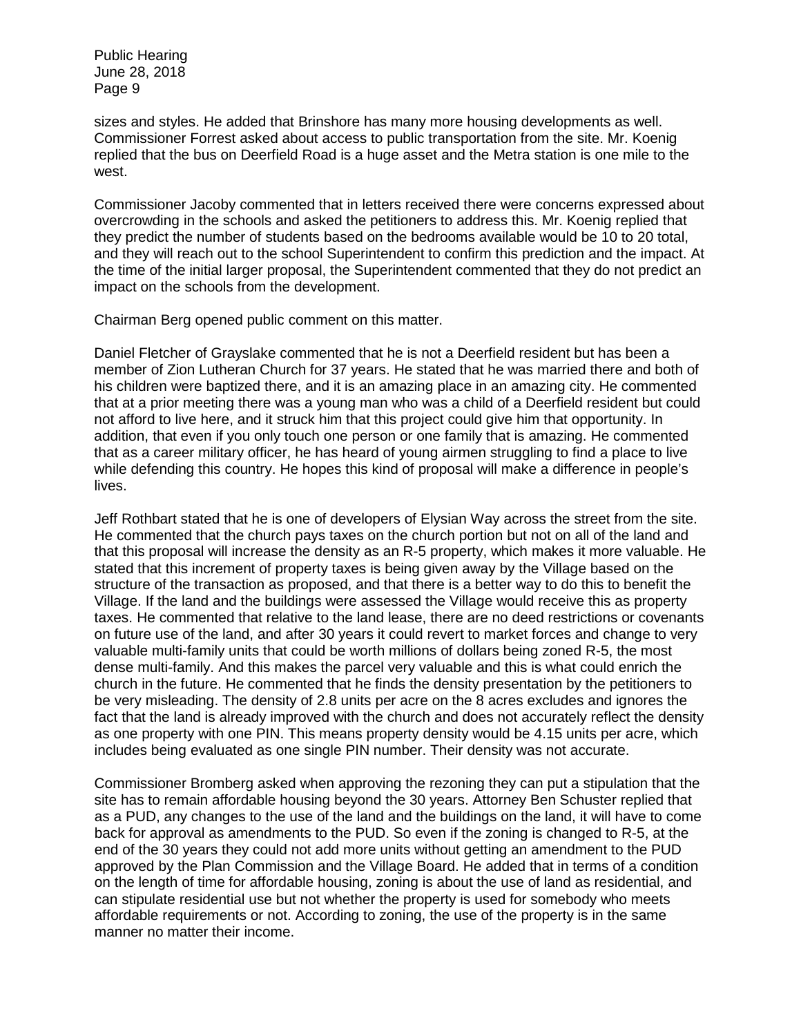sizes and styles. He added that Brinshore has many more housing developments as well. Commissioner Forrest asked about access to public transportation from the site. Mr. Koenig replied that the bus on Deerfield Road is a huge asset and the Metra station is one mile to the west.

Commissioner Jacoby commented that in letters received there were concerns expressed about overcrowding in the schools and asked the petitioners to address this. Mr. Koenig replied that they predict the number of students based on the bedrooms available would be 10 to 20 total, and they will reach out to the school Superintendent to confirm this prediction and the impact. At the time of the initial larger proposal, the Superintendent commented that they do not predict an impact on the schools from the development.

Chairman Berg opened public comment on this matter.

Daniel Fletcher of Grayslake commented that he is not a Deerfield resident but has been a member of Zion Lutheran Church for 37 years. He stated that he was married there and both of his children were baptized there, and it is an amazing place in an amazing city. He commented that at a prior meeting there was a young man who was a child of a Deerfield resident but could not afford to live here, and it struck him that this project could give him that opportunity. In addition, that even if you only touch one person or one family that is amazing. He commented that as a career military officer, he has heard of young airmen struggling to find a place to live while defending this country. He hopes this kind of proposal will make a difference in people's lives.

Jeff Rothbart stated that he is one of developers of Elysian Way across the street from the site. He commented that the church pays taxes on the church portion but not on all of the land and that this proposal will increase the density as an R-5 property, which makes it more valuable. He stated that this increment of property taxes is being given away by the Village based on the structure of the transaction as proposed, and that there is a better way to do this to benefit the Village. If the land and the buildings were assessed the Village would receive this as property taxes. He commented that relative to the land lease, there are no deed restrictions or covenants on future use of the land, and after 30 years it could revert to market forces and change to very valuable multi-family units that could be worth millions of dollars being zoned R-5, the most dense multi-family. And this makes the parcel very valuable and this is what could enrich the church in the future. He commented that he finds the density presentation by the petitioners to be very misleading. The density of 2.8 units per acre on the 8 acres excludes and ignores the fact that the land is already improved with the church and does not accurately reflect the density as one property with one PIN. This means property density would be 4.15 units per acre, which includes being evaluated as one single PIN number. Their density was not accurate.

Commissioner Bromberg asked when approving the rezoning they can put a stipulation that the site has to remain affordable housing beyond the 30 years. Attorney Ben Schuster replied that as a PUD, any changes to the use of the land and the buildings on the land, it will have to come back for approval as amendments to the PUD. So even if the zoning is changed to R-5, at the end of the 30 years they could not add more units without getting an amendment to the PUD approved by the Plan Commission and the Village Board. He added that in terms of a condition on the length of time for affordable housing, zoning is about the use of land as residential, and can stipulate residential use but not whether the property is used for somebody who meets affordable requirements or not. According to zoning, the use of the property is in the same manner no matter their income.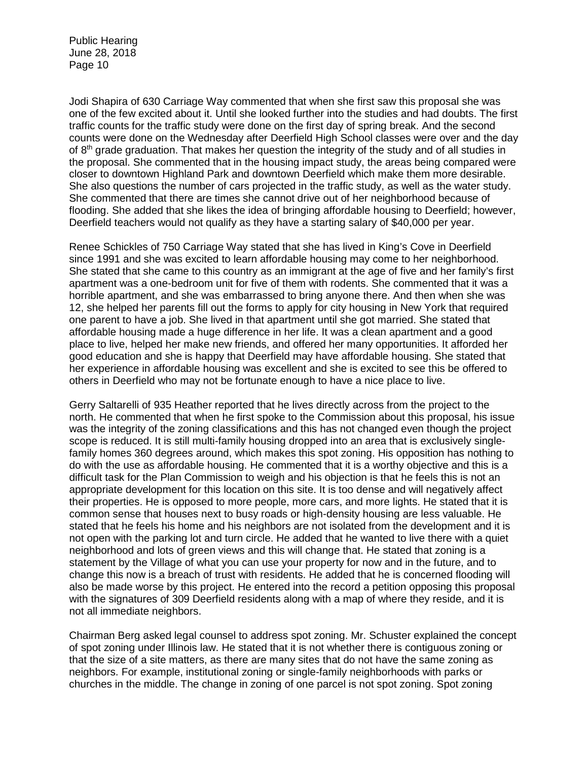Jodi Shapira of 630 Carriage Way commented that when she first saw this proposal she was one of the few excited about it. Until she looked further into the studies and had doubts. The first traffic counts for the traffic study were done on the first day of spring break. And the second counts were done on the Wednesday after Deerfield High School classes were over and the day of 8th grade graduation. That makes her question the integrity of the study and of all studies in the proposal. She commented that in the housing impact study, the areas being compared were closer to downtown Highland Park and downtown Deerfield which make them more desirable. She also questions the number of cars projected in the traffic study, as well as the water study. She commented that there are times she cannot drive out of her neighborhood because of flooding. She added that she likes the idea of bringing affordable housing to Deerfield; however, Deerfield teachers would not qualify as they have a starting salary of $40,000 per year.

Renee Schickles of 750 Carriage Way stated that she has lived in King's Cove in Deerfield since 1991 and she was excited to learn affordable housing may come to her neighborhood. She stated that she came to this country as an immigrant at the age of five and her family's first apartment was a one-bedroom unit for five of them with rodents. She commented that it was a horrible apartment, and she was embarrassed to bring anyone there. And then when she was 12, she helped her parents fill out the forms to apply for city housing in New York that required one parent to have a job. She lived in that apartment until she got married. She stated that affordable housing made a huge difference in her life. It was a clean apartment and a good place to live, helped her make new friends, and offered her many opportunities. It afforded her good education and she is happy that Deerfield may have affordable housing. She stated that her experience in affordable housing was excellent and she is excited to see this be offered to others in Deerfield who may not be fortunate enough to have a nice place to live.

Gerry Saltarelli of 935 Heather reported that he lives directly across from the project to the north. He commented that when he first spoke to the Commission about this proposal, his issue was the integrity of the zoning classifications and this has not changed even though the project scope is reduced. It is still multi-family housing dropped into an area that is exclusively single-family homes 360 degrees around, which makes this spot zoning. His opposition has nothing to do with the use as affordable housing. He commented that it is a worthy objective and this is a difficult task for the Plan Commission to weigh and his objection is that he feels this is not an appropriate development for this location on this site. It is too dense and will negatively affect their properties. He is opposed to more people, more cars, and more lights. He stated that it is common sense that houses next to busy roads or high-density housing are less valuable. He stated that he feels his home and his neighbors are not isolated from the development and it is not open with the parking lot and turn circle. He added that he wanted to live there with a quiet neighborhood and lots of green views and this will change that. He stated that zoning is a statement by the Village of what you can use your property for now and in the future, and to change this now is a breach of trust with residents. He added that he is concerned flooding will also be made worse by this project. He entered into the record a petition opposing this proposal with the signatures of 309 Deerfield residents along with a map of where they reside, and it is not all immediate neighbors.

Chairman Berg asked legal counsel to address spot zoning. Mr. Schuster explained the concept of spot zoning under Illinois law. He stated that it is not whether there is contiguous zoning or that the size of a site matters, as there are many sites that do not have the same zoning as neighbors. For example, institutional zoning or single-family neighborhoods with parks or churches in the middle. The change in zoning of one parcel is not spot zoning. Spot zoning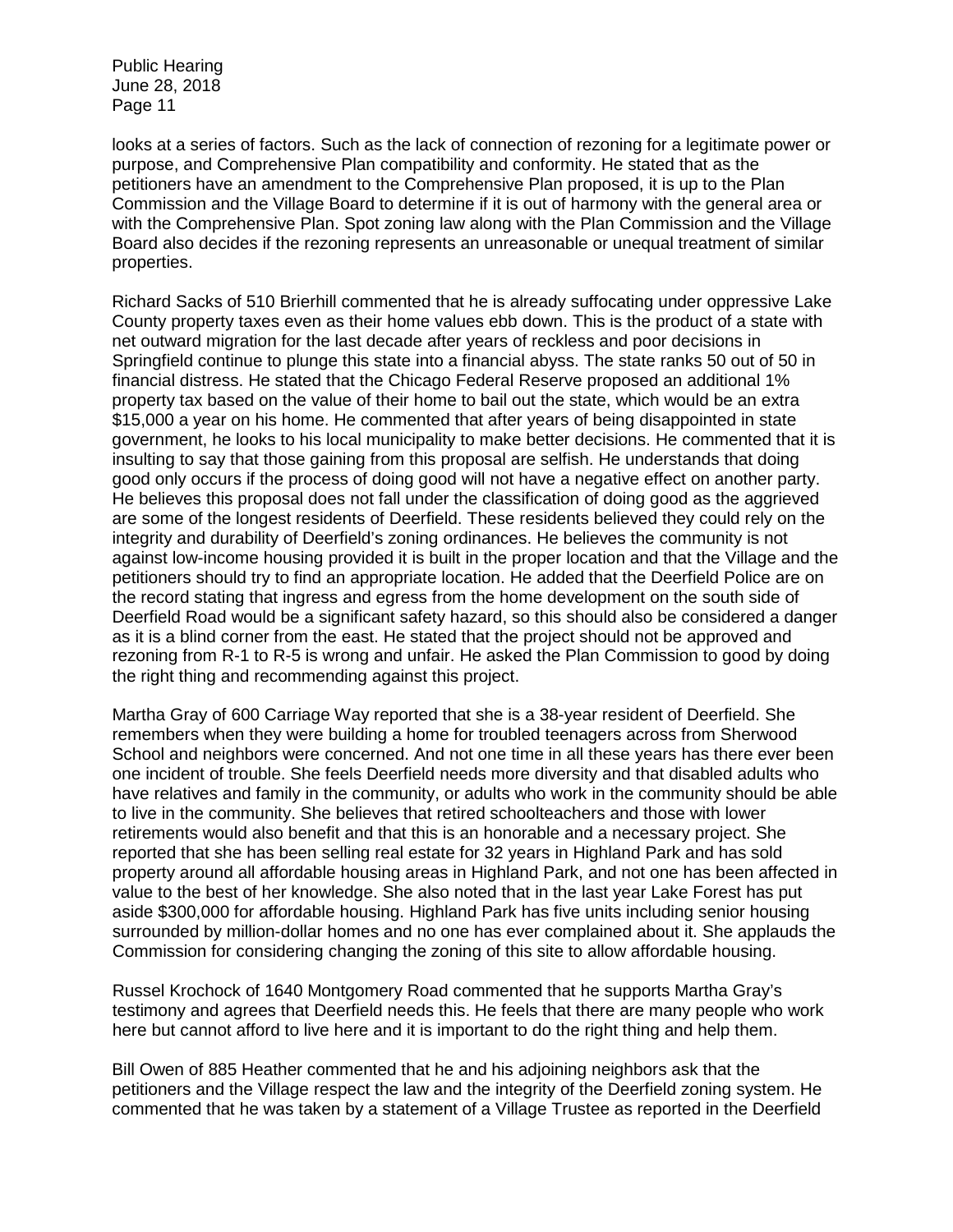looks at a series of factors. Such as the lack of connection of rezoning for a legitimate power or purpose, and Comprehensive Plan compatibility and conformity. He stated that as the petitioners have an amendment to the Comprehensive Plan proposed, it is up to the Plan Commission and the Village Board to determine if it is out of harmony with the general area or with the Comprehensive Plan. Spot zoning law along with the Plan Commission and the Village Board also decides if the rezoning represents an unreasonable or unequal treatment of similar properties.

Richard Sacks of 510 Brierhill commented that he is already suffocating under oppressive Lake County property taxes even as their home values ebb down. This is the product of a state with net outward migration for the last decade after years of reckless and poor decisions in Springfield continue to plunge this state into a financial abyss. The state ranks 50 out of 50 in financial distress. He stated that the Chicago Federal Reserve proposed an additional 1% property tax based on the value of their home to bail out the state, which would be an extra $15,000 a year on his home. He commented that after years of being disappointed in state government, he looks to his local municipality to make better decisions. He commented that it is insulting to say that those gaining from this proposal are selfish. He understands that doing good only occurs if the process of doing good will not have a negative effect on another party. He believes this proposal does not fall under the classification of doing good as the aggrieved are some of the longest residents of Deerfield. These residents believed they could rely on the integrity and durability of Deerfield's zoning ordinances. He believes the community is not against low-income housing provided it is built in the proper location and that the Village and the petitioners should try to find an appropriate location. He added that the Deerfield Police are on the record stating that ingress and egress from the home development on the south side of Deerfield Road would be a significant safety hazard, so this should also be considered a danger as it is a blind corner from the east. He stated that the project should not be approved and rezoning from R-1 to R-5 is wrong and unfair. He asked the Plan Commission to good by doing the right thing and recommending against this project.

Martha Gray of 600 Carriage Way reported that she is a 38-year resident of Deerfield. She remembers when they were building a home for troubled teenagers across from Sherwood School and neighbors were concerned. And not one time in all these years has there ever been one incident of trouble. She feels Deerfield needs more diversity and that disabled adults who have relatives and family in the community, or adults who work in the community should be able to live in the community. She believes that retired schoolteachers and those with lower retirements would also benefit and that this is an honorable and a necessary project. She reported that she has been selling real estate for 32 years in Highland Park and has sold property around all affordable housing areas in Highland Park, and not one has been affected in value to the best of her knowledge. She also noted that in the last year Lake Forest has put aside $300,000 for affordable housing. Highland Park has five units including senior housing surrounded by million-dollar homes and no one has ever complained about it. She applauds the Commission for considering changing the zoning of this site to allow affordable housing.

Russel Krochock of 1640 Montgomery Road commented that he supports Martha Gray's testimony and agrees that Deerfield needs this. He feels that there are many people who work here but cannot afford to live here and it is important to do the right thing and help them.

Bill Owen of 885 Heather commented that he and his adjoining neighbors ask that the petitioners and the Village respect the law and the integrity of the Deerfield zoning system. He commented that he was taken by a statement of a Village Trustee as reported in the Deerfield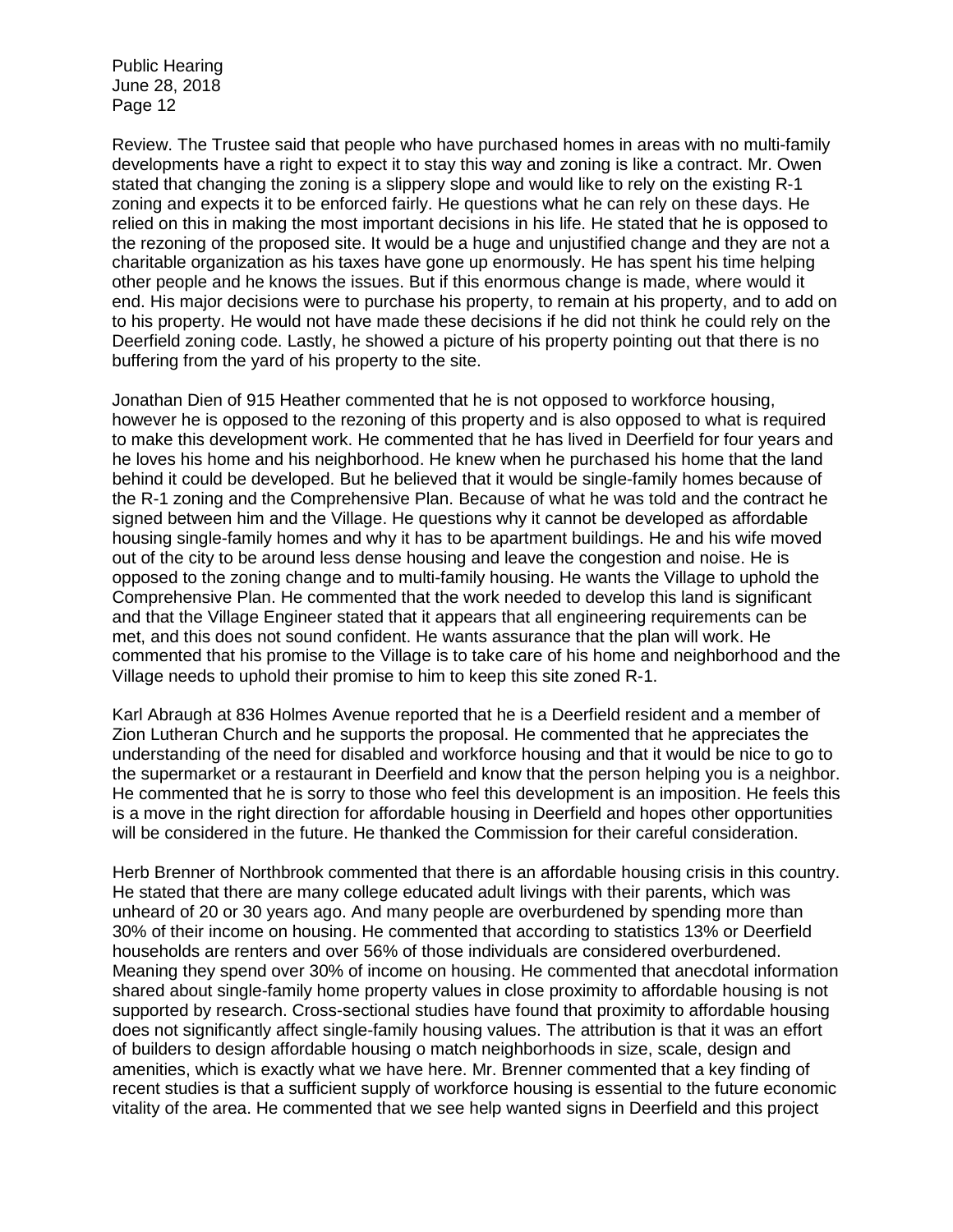Review. The Trustee said that people who have purchased homes in areas with no multi-family developments have a right to expect it to stay this way and zoning is like a contract. Mr. Owen stated that changing the zoning is a slippery slope and would like to rely on the existing R-1 zoning and expects it to be enforced fairly. He questions what he can rely on these days. He relied on this in making the most important decisions in his life. He stated that he is opposed to the rezoning of the proposed site. It would be a huge and unjustified change and they are not a charitable organization as his taxes have gone up enormously. He has spent his time helping other people and he knows the issues. But if this enormous change is made, where would it end. His major decisions were to purchase his property, to remain at his property, and to add on to his property. He would not have made these decisions if he did not think he could rely on the Deerfield zoning code. Lastly, he showed a picture of his property pointing out that there is no buffering from the yard of his property to the site.

Jonathan Dien of 915 Heather commented that he is not opposed to workforce housing, however he is opposed to the rezoning of this property and is also opposed to what is required to make this development work. He commented that he has lived in Deerfield for four years and he loves his home and his neighborhood. He knew when he purchased his home that the land behind it could be developed. But he believed that it would be single-family homes because of the R-1 zoning and the Comprehensive Plan. Because of what he was told and the contract he signed between him and the Village. He questions why it cannot be developed as affordable housing single-family homes and why it has to be apartment buildings. He and his wife moved out of the city to be around less dense housing and leave the congestion and noise. He is opposed to the zoning change and to multi-family housing. He wants the Village to uphold the Comprehensive Plan. He commented that the work needed to develop this land is significant and that the Village Engineer stated that it appears that all engineering requirements can be met, and this does not sound confident. He wants assurance that the plan will work. He commented that his promise to the Village is to take care of his home and neighborhood and the Village needs to uphold their promise to him to keep this site zoned R-1.

Karl Abraugh at 836 Holmes Avenue reported that he is a Deerfield resident and a member of Zion Lutheran Church and he supports the proposal. He commented that he appreciates the understanding of the need for disabled and workforce housing and that it would be nice to go to the supermarket or a restaurant in Deerfield and know that the person helping you is a neighbor. He commented that he is sorry to those who feel this development is an imposition. He feels this is a move in the right direction for affordable housing in Deerfield and hopes other opportunities will be considered in the future. He thanked the Commission for their careful consideration.

Herb Brenner of Northbrook commented that there is an affordable housing crisis in this country. He stated that there are many college educated adult livings with their parents, which was unheard of 20 or 30 years ago. And many people are overburdened by spending more than 30% of their income on housing. He commented that according to statistics 13% or Deerfield households are renters and over 56% of those individuals are considered overburdened. Meaning they spend over 30% of income on housing. He commented that anecdotal information shared about single-family home property values in close proximity to affordable housing is not supported by research. Cross-sectional studies have found that proximity to affordable housing does not significantly affect single-family housing values. The attribution is that it was an effort of builders to design affordable housing o match neighborhoods in size, scale, design and amenities, which is exactly what we have here. Mr. Brenner commented that a key finding of recent studies is that a sufficient supply of workforce housing is essential to the future economic vitality of the area. He commented that we see help wanted signs in Deerfield and this project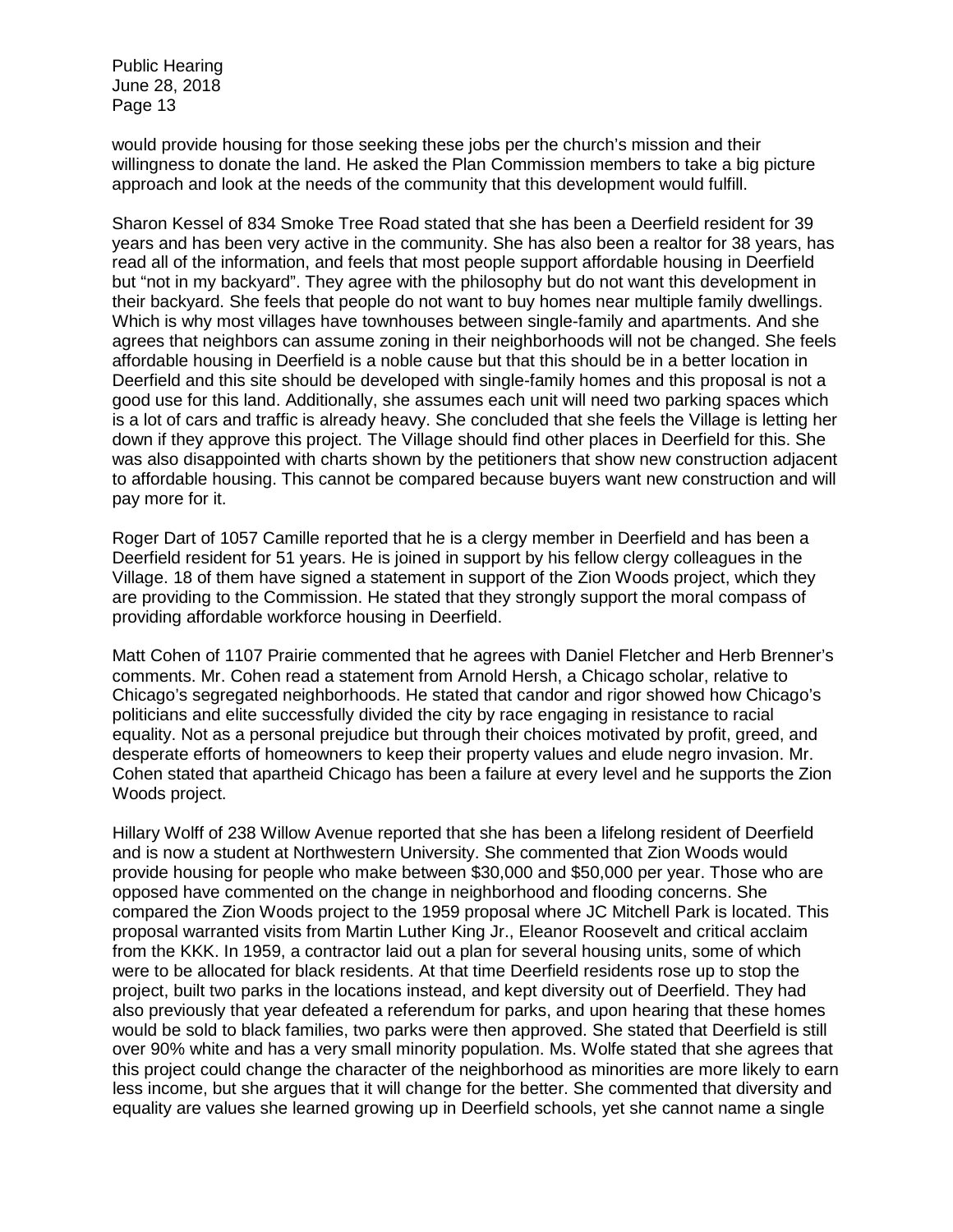would provide housing for those seeking these jobs per the church's mission and their willingness to donate the land. He asked the Plan Commission members to take a big picture approach and look at the needs of the community that this development would fulfill.

Sharon Kessel of 834 Smoke Tree Road stated that she has been a Deerfield resident for 39 years and has been very active in the community. She has also been a realtor for 38 years, has read all of the information, and feels that most people support affordable housing in Deerfield but "not in my backyard". They agree with the philosophy but do not want this development in their backyard. She feels that people do not want to buy homes near multiple family dwellings. Which is why most villages have townhouses between single-family and apartments. And she agrees that neighbors can assume zoning in their neighborhoods will not be changed. She feels affordable housing in Deerfield is a noble cause but that this should be in a better location in Deerfield and this site should be developed with single-family homes and this proposal is not a good use for this land. Additionally, she assumes each unit will need two parking spaces which is a lot of cars and traffic is already heavy. She concluded that she feels the Village is letting her down if they approve this project. The Village should find other places in Deerfield for this. She was also disappointed with charts shown by the petitioners that show new construction adjacent to affordable housing. This cannot be compared because buyers want new construction and will pay more for it.

Roger Dart of 1057 Camille reported that he is a clergy member in Deerfield and has been a Deerfield resident for 51 years. He is joined in support by his fellow clergy colleagues in the Village. 18 of them have signed a statement in support of the Zion Woods project, which they are providing to the Commission. He stated that they strongly support the moral compass of providing affordable workforce housing in Deerfield.

Matt Cohen of 1107 Prairie commented that he agrees with Daniel Fletcher and Herb Brenner's comments. Mr. Cohen read a statement from Arnold Hersh, a Chicago scholar, relative to Chicago's segregated neighborhoods. He stated that candor and rigor showed how Chicago's politicians and elite successfully divided the city by race engaging in resistance to racial equality. Not as a personal prejudice but through their choices motivated by profit, greed, and desperate efforts of homeowners to keep their property values and elude negro invasion. Mr. Cohen stated that apartheid Chicago has been a failure at every level and he supports the Zion Woods project.

Hillary Wolff of 238 Willow Avenue reported that she has been a lifelong resident of Deerfield and is now a student at Northwestern University. She commented that Zion Woods would provide housing for people who make between $30,000 and $50,000 per year. Those who are opposed have commented on the change in neighborhood and flooding concerns. She compared the Zion Woods project to the 1959 proposal where JC Mitchell Park is located. This proposal warranted visits from Martin Luther King Jr., Eleanor Roosevelt and critical acclaim from the KKK. In 1959, a contractor laid out a plan for several housing units, some of which were to be allocated for black residents. At that time Deerfield residents rose up to stop the project, built two parks in the locations instead, and kept diversity out of Deerfield. They had also previously that year defeated a referendum for parks, and upon hearing that these homes would be sold to black families, two parks were then approved. She stated that Deerfield is still over 90% white and has a very small minority population. Ms. Wolfe stated that she agrees that this project could change the character of the neighborhood as minorities are more likely to earn less income, but she argues that it will change for the better. She commented that diversity and equality are values she learned growing up in Deerfield schools, yet she cannot name a single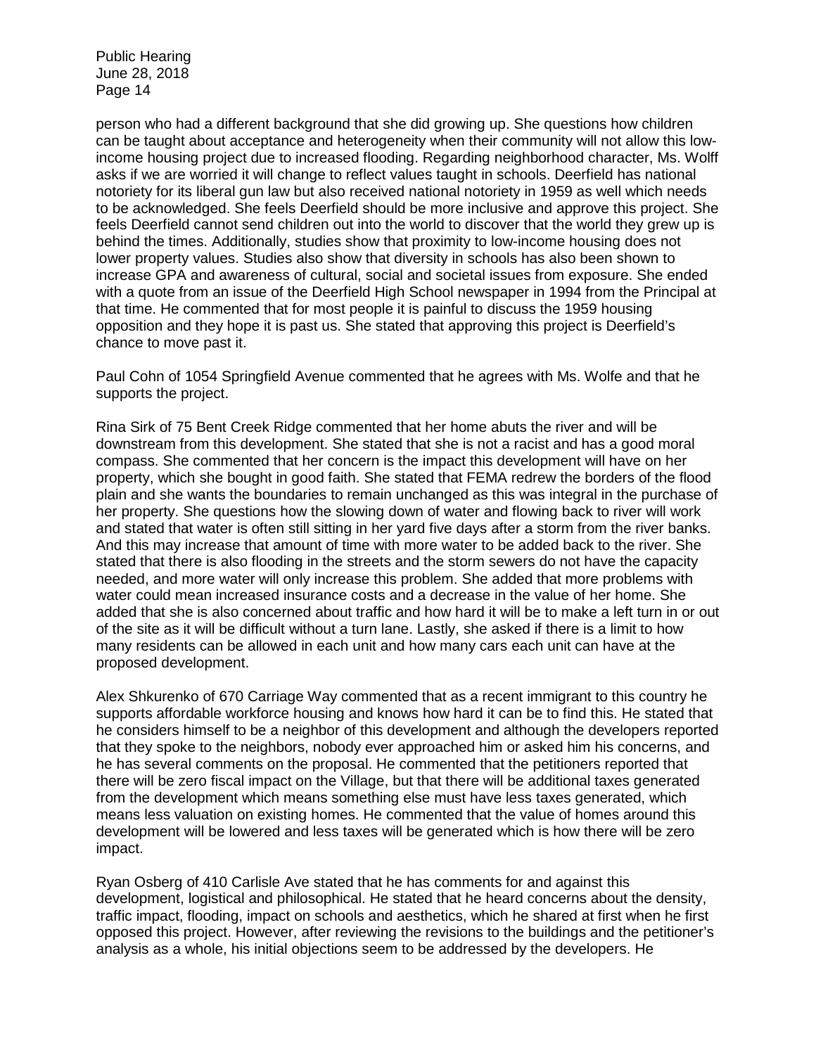person who had a different background that she did growing up. She questions how children can be taught about acceptance and heterogeneity when their community will not allow this low-income housing project due to increased flooding. Regarding neighborhood character, Ms. Wolff asks if we are worried it will change to reflect values taught in schools. Deerfield has national notoriety for its liberal gun law but also received national notoriety in 1959 as well which needs to be acknowledged. She feels Deerfield should be more inclusive and approve this project. She feels Deerfield cannot send children out into the world to discover that the world they grew up is behind the times. Additionally, studies show that proximity to low-income housing does not lower property values. Studies also show that diversity in schools has also been shown to increase GPA and awareness of cultural, social and societal issues from exposure. She ended with a quote from an issue of the Deerfield High School newspaper in 1994 from the Principal at that time. He commented that for most people it is painful to discuss the 1959 housing opposition and they hope it is past us. She stated that approving this project is Deerfield's chance to move past it.

Paul Cohn of 1054 Springfield Avenue commented that he agrees with Ms. Wolfe and that he supports the project.

Rina Sirk of 75 Bent Creek Ridge commented that her home abuts the river and will be downstream from this development. She stated that she is not a racist and has a good moral compass. She commented that her concern is the impact this development will have on her property, which she bought in good faith. She stated that FEMA redrew the borders of the flood plain and she wants the boundaries to remain unchanged as this was integral in the purchase of her property. She questions how the slowing down of water and flowing back to river will work and stated that water is often still sitting in her yard five days after a storm from the river banks. And this may increase that amount of time with more water to be added back to the river. She stated that there is also flooding in the streets and the storm sewers do not have the capacity needed, and more water will only increase this problem. She added that more problems with water could mean increased insurance costs and a decrease in the value of her home. She added that she is also concerned about traffic and how hard it will be to make a left turn in or out of the site as it will be difficult without a turn lane. Lastly, she asked if there is a limit to how many residents can be allowed in each unit and how many cars each unit can have at the proposed development.

Alex Shkurenko of 670 Carriage Way commented that as a recent immigrant to this country he supports affordable workforce housing and knows how hard it can be to find this. He stated that he considers himself to be a neighbor of this development and although the developers reported that they spoke to the neighbors, nobody ever approached him or asked him his concerns, and he has several comments on the proposal. He commented that the petitioners reported that there will be zero fiscal impact on the Village, but that there will be additional taxes generated from the development which means something else must have less taxes generated, which means less valuation on existing homes. He commented that the value of homes around this development will be lowered and less taxes will be generated which is how there will be zero impact.

Ryan Osberg of 410 Carlisle Ave stated that he has comments for and against this development, logistical and philosophical. He stated that he heard concerns about the density, traffic impact, flooding, impact on schools and aesthetics, which he shared at first when he first opposed this project. However, after reviewing the revisions to the buildings and the petitioner's analysis as a whole, his initial objections seem to be addressed by the developers. He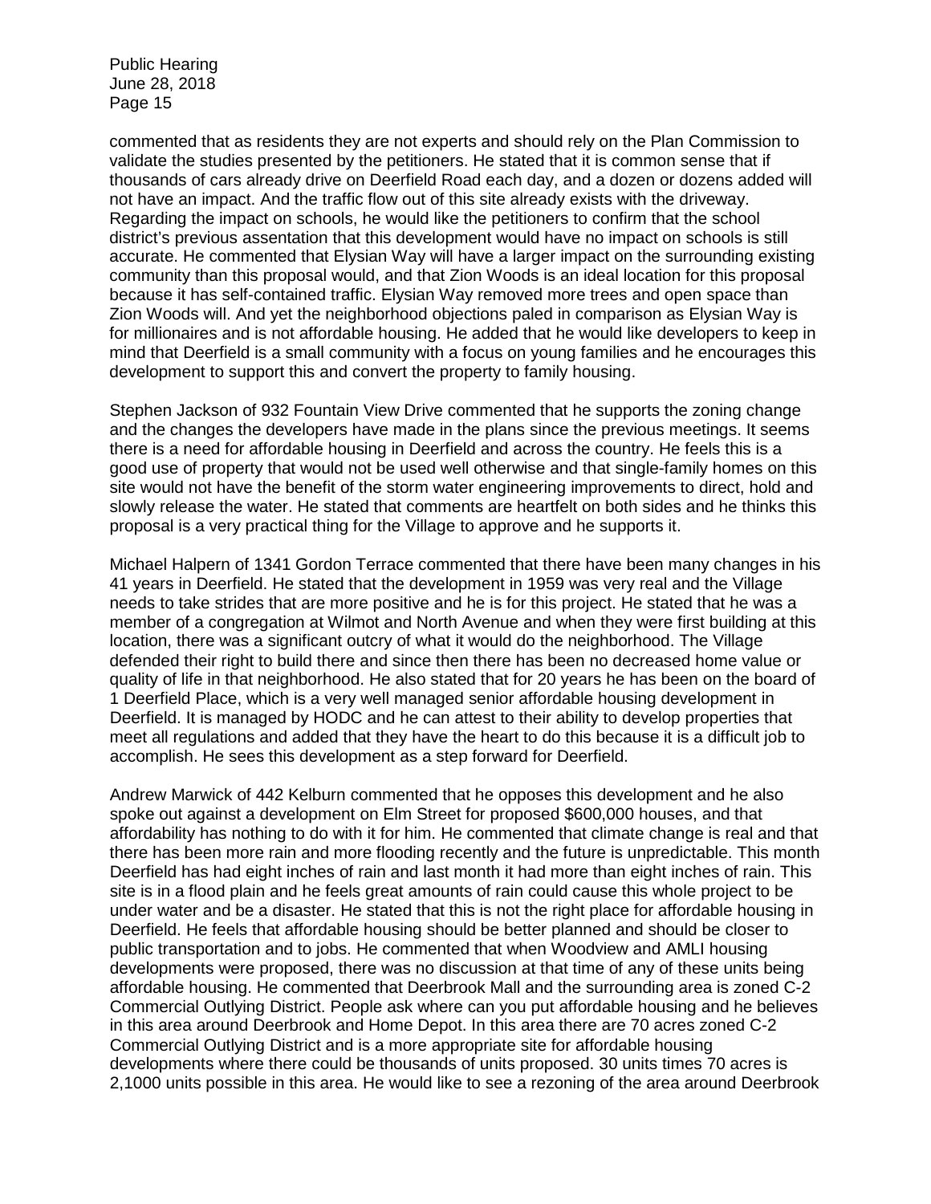commented that as residents they are not experts and should rely on the Plan Commission to validate the studies presented by the petitioners. He stated that it is common sense that if thousands of cars already drive on Deerfield Road each day, and a dozen or dozens added will not have an impact. And the traffic flow out of this site already exists with the driveway. Regarding the impact on schools, he would like the petitioners to confirm that the school district's previous assentation that this development would have no impact on schools is still accurate. He commented that Elysian Way will have a larger impact on the surrounding existing community than this proposal would, and that Zion Woods is an ideal location for this proposal because it has self-contained traffic. Elysian Way removed more trees and open space than Zion Woods will. And yet the neighborhood objections paled in comparison as Elysian Way is for millionaires and is not affordable housing. He added that he would like developers to keep in mind that Deerfield is a small community with a focus on young families and he encourages this development to support this and convert the property to family housing.

Stephen Jackson of 932 Fountain View Drive commented that he supports the zoning change and the changes the developers have made in the plans since the previous meetings. It seems there is a need for affordable housing in Deerfield and across the country. He feels this is a good use of property that would not be used well otherwise and that single-family homes on this site would not have the benefit of the storm water engineering improvements to direct, hold and slowly release the water. He stated that comments are heartfelt on both sides and he thinks this proposal is a very practical thing for the Village to approve and he supports it.

Michael Halpern of 1341 Gordon Terrace commented that there have been many changes in his 41 years in Deerfield. He stated that the development in 1959 was very real and the Village needs to take strides that are more positive and he is for this project. He stated that he was a member of a congregation at Wilmot and North Avenue and when they were first building at this location, there was a significant outcry of what it would do the neighborhood. The Village defended their right to build there and since then there has been no decreased home value or quality of life in that neighborhood. He also stated that for 20 years he has been on the board of 1 Deerfield Place, which is a very well managed senior affordable housing development in Deerfield. It is managed by HODC and he can attest to their ability to develop properties that meet all regulations and added that they have the heart to do this because it is a difficult job to accomplish. He sees this development as a step forward for Deerfield.

Andrew Marwick of 442 Kelburn commented that he opposes this development and he also spoke out against a development on Elm Street for proposed $600,000 houses, and that affordability has nothing to do with it for him. He commented that climate change is real and that there has been more rain and more flooding recently and the future is unpredictable. This month Deerfield has had eight inches of rain and last month it had more than eight inches of rain. This site is in a flood plain and he feels great amounts of rain could cause this whole project to be under water and be a disaster. He stated that this is not the right place for affordable housing in Deerfield. He feels that affordable housing should be better planned and should be closer to public transportation and to jobs. He commented that when Woodview and AMLI housing developments were proposed, there was no discussion at that time of any of these units being affordable housing. He commented that Deerbrook Mall and the surrounding area is zoned C-2 Commercial Outlying District. People ask where can you put affordable housing and he believes in this area around Deerbrook and Home Depot. In this area there are 70 acres zoned C-2 Commercial Outlying District and is a more appropriate site for affordable housing developments where there could be thousands of units proposed. 30 units times 70 acres is 2,1000 units possible in this area. He would like to see a rezoning of the area around Deerbrook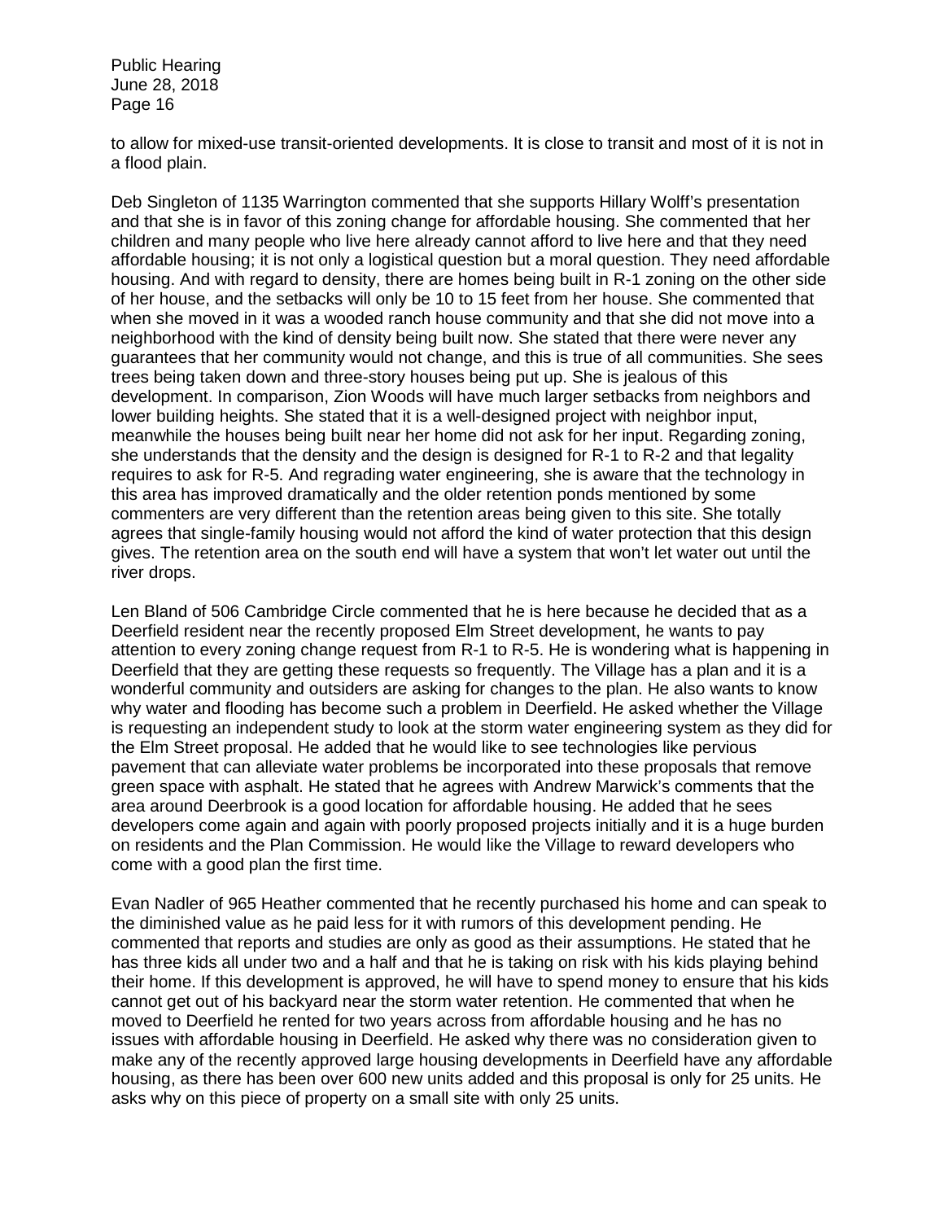to allow for mixed-use transit-oriented developments. It is close to transit and most of it is not in a flood plain.

Deb Singleton of 1135 Warrington commented that she supports Hillary Wolff's presentation and that she is in favor of this zoning change for affordable housing. She commented that her children and many people who live here already cannot afford to live here and that they need affordable housing; it is not only a logistical question but a moral question. They need affordable housing. And with regard to density, there are homes being built in R-1 zoning on the other side of her house, and the setbacks will only be 10 to 15 feet from her house. She commented that when she moved in it was a wooded ranch house community and that she did not move into a neighborhood with the kind of density being built now. She stated that there were never any guarantees that her community would not change, and this is true of all communities. She sees trees being taken down and three-story houses being put up. She is jealous of this development. In comparison, Zion Woods will have much larger setbacks from neighbors and lower building heights. She stated that it is a well-designed project with neighbor input, meanwhile the houses being built near her home did not ask for her input. Regarding zoning, she understands that the density and the design is designed for R-1 to R-2 and that legality requires to ask for R-5. And regrading water engineering, she is aware that the technology in this area has improved dramatically and the older retention ponds mentioned by some commenters are very different than the retention areas being given to this site. She totally agrees that single-family housing would not afford the kind of water protection that this design gives. The retention area on the south end will have a system that won't let water out until the river drops.

Len Bland of 506 Cambridge Circle commented that he is here because he decided that as a Deerfield resident near the recently proposed Elm Street development, he wants to pay attention to every zoning change request from R-1 to R-5. He is wondering what is happening in Deerfield that they are getting these requests so frequently. The Village has a plan and it is a wonderful community and outsiders are asking for changes to the plan. He also wants to know why water and flooding has become such a problem in Deerfield. He asked whether the Village is requesting an independent study to look at the storm water engineering system as they did for the Elm Street proposal. He added that he would like to see technologies like pervious pavement that can alleviate water problems be incorporated into these proposals that remove green space with asphalt. He stated that he agrees with Andrew Marwick's comments that the area around Deerbrook is a good location for affordable housing. He added that he sees developers come again and again with poorly proposed projects initially and it is a huge burden on residents and the Plan Commission. He would like the Village to reward developers who come with a good plan the first time.

Evan Nadler of 965 Heather commented that he recently purchased his home and can speak to the diminished value as he paid less for it with rumors of this development pending. He commented that reports and studies are only as good as their assumptions. He stated that he has three kids all under two and a half and that he is taking on risk with his kids playing behind their home. If this development is approved, he will have to spend money to ensure that his kids cannot get out of his backyard near the storm water retention. He commented that when he moved to Deerfield he rented for two years across from affordable housing and he has no issues with affordable housing in Deerfield. He asked why there was no consideration given to make any of the recently approved large housing developments in Deerfield have any affordable housing, as there has been over 600 new units added and this proposal is only for 25 units. He asks why on this piece of property on a small site with only 25 units.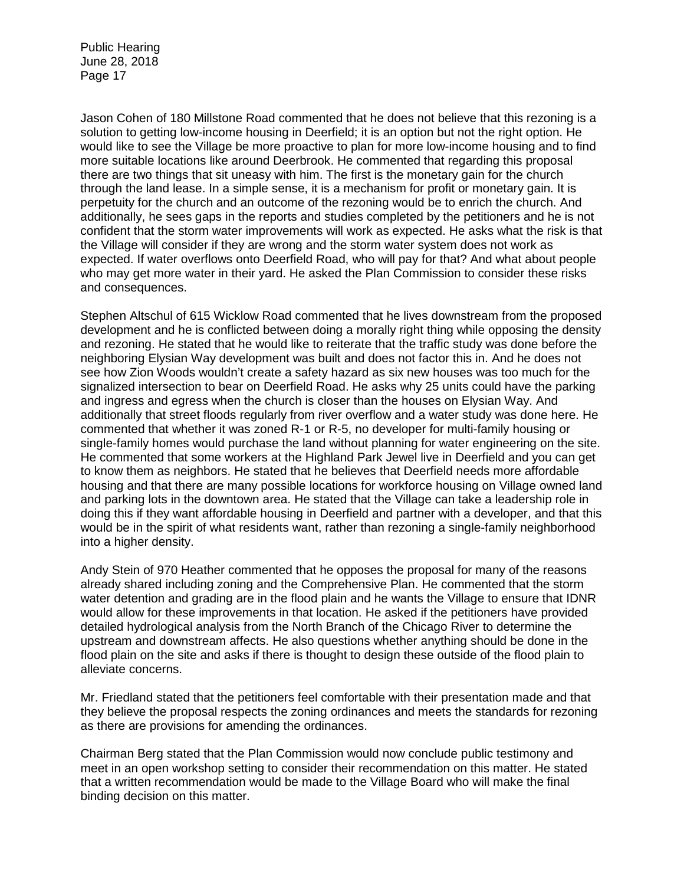Jason Cohen of 180 Millstone Road commented that he does not believe that this rezoning is a solution to getting low-income housing in Deerfield; it is an option but not the right option. He would like to see the Village be more proactive to plan for more low-income housing and to find more suitable locations like around Deerbrook. He commented that regarding this proposal there are two things that sit uneasy with him. The first is the monetary gain for the church through the land lease. In a simple sense, it is a mechanism for profit or monetary gain. It is perpetuity for the church and an outcome of the rezoning would be to enrich the church. And additionally, he sees gaps in the reports and studies completed by the petitioners and he is not confident that the storm water improvements will work as expected. He asks what the risk is that the Village will consider if they are wrong and the storm water system does not work as expected. If water overflows onto Deerfield Road, who will pay for that? And what about people who may get more water in their yard. He asked the Plan Commission to consider these risks and consequences.

Stephen Altschul of 615 Wicklow Road commented that he lives downstream from the proposed development and he is conflicted between doing a morally right thing while opposing the density and rezoning. He stated that he would like to reiterate that the traffic study was done before the neighboring Elysian Way development was built and does not factor this in. And he does not see how Zion Woods wouldn't create a safety hazard as six new houses was too much for the signalized intersection to bear on Deerfield Road. He asks why 25 units could have the parking and ingress and egress when the church is closer than the houses on Elysian Way. And additionally that street floods regularly from river overflow and a water study was done here. He commented that whether it was zoned R-1 or R-5, no developer for multi-family housing or single-family homes would purchase the land without planning for water engineering on the site. He commented that some workers at the Highland Park Jewel live in Deerfield and you can get to know them as neighbors. He stated that he believes that Deerfield needs more affordable housing and that there are many possible locations for workforce housing on Village owned land and parking lots in the downtown area. He stated that the Village can take a leadership role in doing this if they want affordable housing in Deerfield and partner with a developer, and that this would be in the spirit of what residents want, rather than rezoning a single-family neighborhood into a higher density.

Andy Stein of 970 Heather commented that he opposes the proposal for many of the reasons already shared including zoning and the Comprehensive Plan. He commented that the storm water detention and grading are in the flood plain and he wants the Village to ensure that IDNR would allow for these improvements in that location. He asked if the petitioners have provided detailed hydrological analysis from the North Branch of the Chicago River to determine the upstream and downstream affects. He also questions whether anything should be done in the flood plain on the site and asks if there is thought to design these outside of the flood plain to alleviate concerns.

Mr. Friedland stated that the petitioners feel comfortable with their presentation made and that they believe the proposal respects the zoning ordinances and meets the standards for rezoning as there are provisions for amending the ordinances.

Chairman Berg stated that the Plan Commission would now conclude public testimony and meet in an open workshop setting to consider their recommendation on this matter. He stated that a written recommendation would be made to the Village Board who will make the final binding decision on this matter.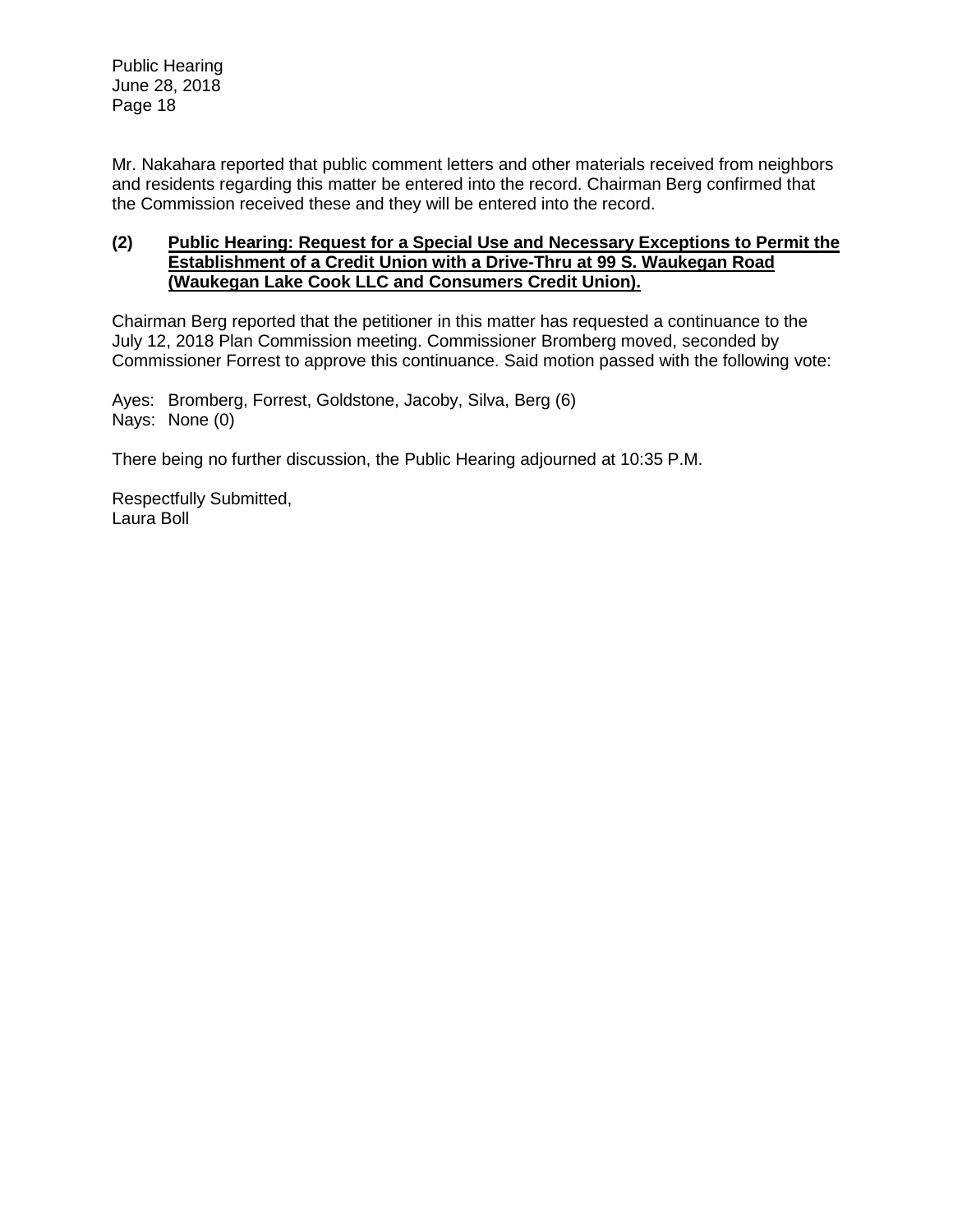Mr. Nakahara reported that public comment letters and other materials received from neighbors and residents regarding this matter be entered into the record. Chairman Berg confirmed that the Commission received these and they will be entered into the record.

**(2) Public Hearing: Request for a Special Use and Necessary Exceptions to Permit the Establishment of a Credit Union with a Drive-Thru at 99 S. Waukegan Road (Waukegan Lake Cook LLC and Consumers Credit Union).**

Chairman Berg reported that the petitioner in this matter has requested a continuance to the July 12, 2018 Plan Commission meeting. Commissioner Bromberg moved, seconded by Commissioner Forrest to approve this continuance. Said motion passed with the following vote:

Ayes: Bromberg, Forrest, Goldstone, Jacoby, Silva, Berg (6)
Nays: None (0)

There being no further discussion, the Public Hearing adjourned at 10:35 P.M.

Respectfully Submitted,
Laura Boll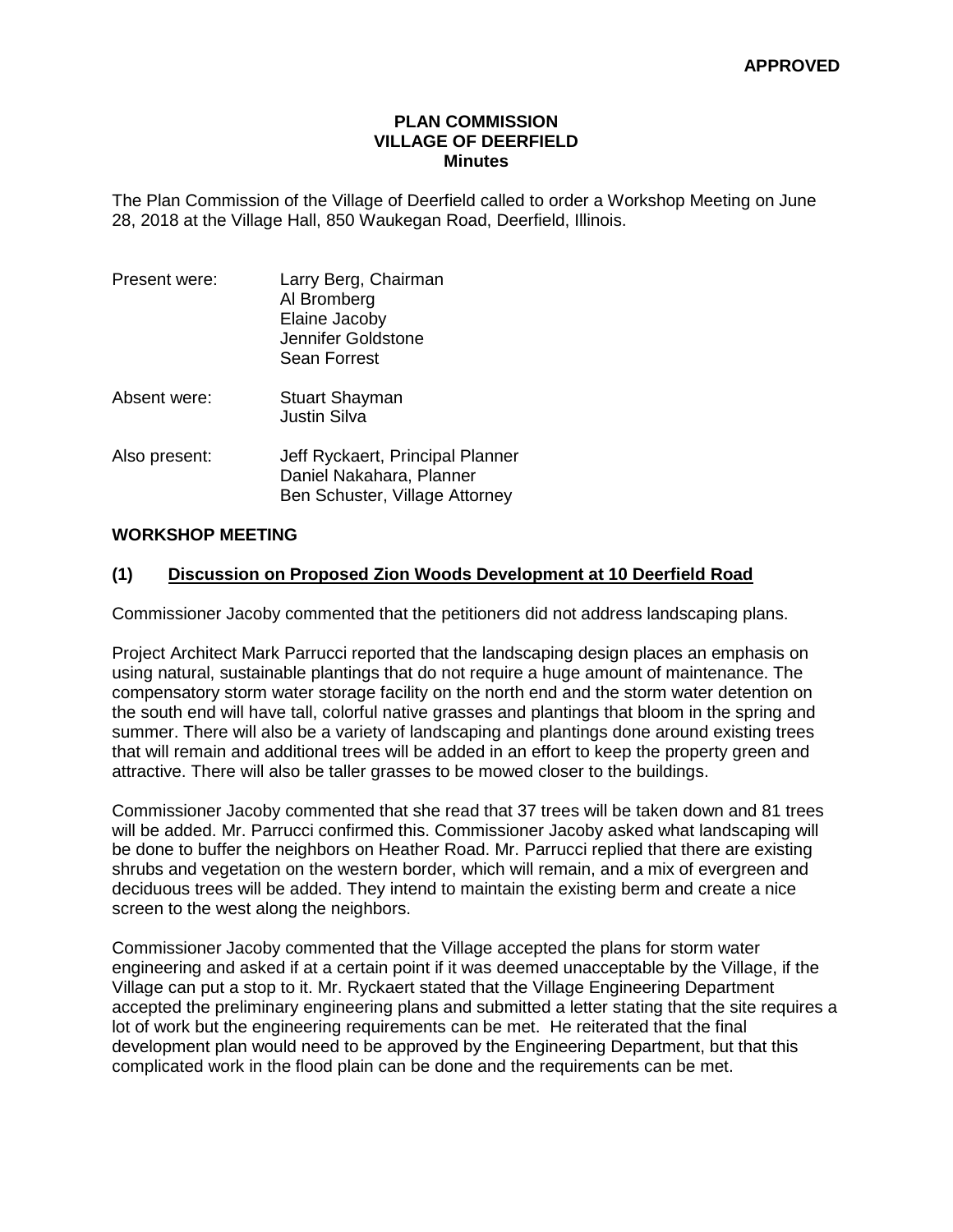**APPROVED**

**PLAN COMMISSION**
**VILLAGE OF DEERFIELD**
**Minutes**

The Plan Commission of the Village of Deerfield called to order a Workshop Meeting on June 28, 2018 at the Village Hall, 850 Waukegan Road, Deerfield, Illinois.

| | |
|---|---|
| Present were: | Larry Berg, Chairman<br>Al Bromberg<br>Elaine Jacoby<br>Jennifer Goldstone<br>Sean Forrest |
| Absent were: | Stuart Shayman<br>Justin Silva |
| Also present: | Jeff Ryckaert, Principal Planner<br>Daniel Nakahara, Planner<br>Ben Schuster, Village Attorney |

**WORKSHOP MEETING**

**(1) Discussion on Proposed Zion Woods Development at 10 Deerfield Road**

Commissioner Jacoby commented that the petitioners did not address landscaping plans.

Project Architect Mark Parrucci reported that the landscaping design places an emphasis on using natural, sustainable plantings that do not require a huge amount of maintenance. The compensatory storm water storage facility on the north end and the storm water detention on the south end will have tall, colorful native grasses and plantings that bloom in the spring and summer. There will also be a variety of landscaping and plantings done around existing trees that will remain and additional trees will be added in an effort to keep the property green and attractive. There will also be taller grasses to be mowed closer to the buildings.

Commissioner Jacoby commented that she read that 37 trees will be taken down and 81 trees will be added. Mr. Parrucci confirmed this. Commissioner Jacoby asked what landscaping will be done to buffer the neighbors on Heather Road. Mr. Parrucci replied that there are existing shrubs and vegetation on the western border, which will remain, and a mix of evergreen and deciduous trees will be added. They intend to maintain the existing berm and create a nice screen to the west along the neighbors.

Commissioner Jacoby commented that the Village accepted the plans for storm water engineering and asked if at a certain point if it was deemed unacceptable by the Village, if the Village can put a stop to it. Mr. Ryckaert stated that the Village Engineering Department accepted the preliminary engineering plans and submitted a letter stating that the site requires a lot of work but the engineering requirements can be met. He reiterated that the final development plan would need to be approved by the Engineering Department, but that this complicated work in the flood plain can be done and the requirements can be met.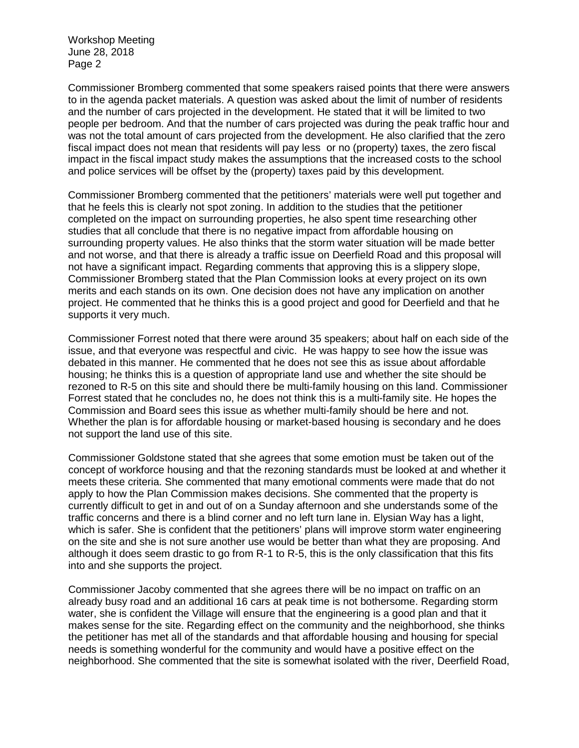Commissioner Bromberg commented that some speakers raised points that there were answers to in the agenda packet materials. A question was asked about the limit of number of residents and the number of cars projected in the development. He stated that it will be limited to two people per bedroom. And that the number of cars projected was during the peak traffic hour and was not the total amount of cars projected from the development. He also clarified that the zero fiscal impact does not mean that residents will pay less or no (property) taxes, the zero fiscal impact in the fiscal impact study makes the assumptions that the increased costs to the school and police services will be offset by the (property) taxes paid by this development.

Commissioner Bromberg commented that the petitioners' materials were well put together and that he feels this is clearly not spot zoning. In addition to the studies that the petitioner completed on the impact on surrounding properties, he also spent time researching other studies that all conclude that there is no negative impact from affordable housing on surrounding property values. He also thinks that the storm water situation will be made better and not worse, and that there is already a traffic issue on Deerfield Road and this proposal will not have a significant impact. Regarding comments that approving this is a slippery slope, Commissioner Bromberg stated that the Plan Commission looks at every project on its own merits and each stands on its own. One decision does not have any implication on another project. He commented that he thinks this is a good project and good for Deerfield and that he supports it very much.

Commissioner Forrest noted that there were around 35 speakers; about half on each side of the issue, and that everyone was respectful and civic. He was happy to see how the issue was debated in this manner. He commented that he does not see this as issue about affordable housing; he thinks this is a question of appropriate land use and whether the site should be rezoned to R-5 on this site and should there be multi-family housing on this land. Commissioner Forrest stated that he concludes no, he does not think this is a multi-family site. He hopes the Commission and Board sees this issue as whether multi-family should be here and not. Whether the plan is for affordable housing or market-based housing is secondary and he does not support the land use of this site.

Commissioner Goldstone stated that she agrees that some emotion must be taken out of the concept of workforce housing and that the rezoning standards must be looked at and whether it meets these criteria. She commented that many emotional comments were made that do not apply to how the Plan Commission makes decisions. She commented that the property is currently difficult to get in and out of on a Sunday afternoon and she understands some of the traffic concerns and there is a blind corner and no left turn lane in. Elysian Way has a light, which is safer. She is confident that the petitioners' plans will improve storm water engineering on the site and she is not sure another use would be better than what they are proposing. And although it does seem drastic to go from R-1 to R-5, this is the only classification that this fits into and she supports the project.

Commissioner Jacoby commented that she agrees there will be no impact on traffic on an already busy road and an additional 16 cars at peak time is not bothersome. Regarding storm water, she is confident the Village will ensure that the engineering is a good plan and that it makes sense for the site. Regarding effect on the community and the neighborhood, she thinks the petitioner has met all of the standards and that affordable housing and housing for special needs is something wonderful for the community and would have a positive effect on the neighborhood. She commented that the site is somewhat isolated with the river, Deerfield Road,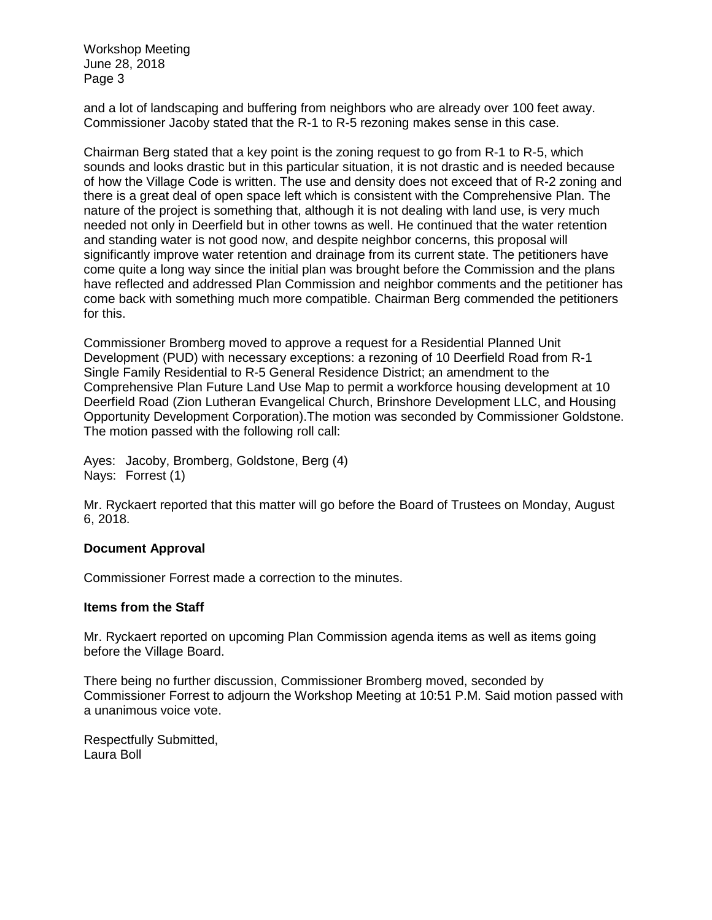and a lot of landscaping and buffering from neighbors who are already over 100 feet away. Commissioner Jacoby stated that the R-1 to R-5 rezoning makes sense in this case.

Chairman Berg stated that a key point is the zoning request to go from R-1 to R-5, which sounds and looks drastic but in this particular situation, it is not drastic and is needed because of how the Village Code is written. The use and density does not exceed that of R-2 zoning and there is a great deal of open space left which is consistent with the Comprehensive Plan. The nature of the project is something that, although it is not dealing with land use, is very much needed not only in Deerfield but in other towns as well. He continued that the water retention and standing water is not good now, and despite neighbor concerns, this proposal will significantly improve water retention and drainage from its current state. The petitioners have come quite a long way since the initial plan was brought before the Commission and the plans have reflected and addressed Plan Commission and neighbor comments and the petitioner has come back with something much more compatible. Chairman Berg commended the petitioners for this.

Commissioner Bromberg moved to approve a request for a Residential Planned Unit Development (PUD) with necessary exceptions: a rezoning of 10 Deerfield Road from R-1 Single Family Residential to R-5 General Residence District; an amendment to the Comprehensive Plan Future Land Use Map to permit a workforce housing development at 10 Deerfield Road (Zion Lutheran Evangelical Church, Brinshore Development LLC, and Housing Opportunity Development Corporation).The motion was seconded by Commissioner Goldstone. The motion passed with the following roll call:

Ayes: Jacoby, Bromberg, Goldstone, Berg (4)
Nays: Forrest (1)

Mr. Ryckaert reported that this matter will go before the Board of Trustees on Monday, August 6, 2018.

**Document Approval**

Commissioner Forrest made a correction to the minutes.

**Items from the Staff**

Mr. Ryckaert reported on upcoming Plan Commission agenda items as well as items going before the Village Board.

There being no further discussion, Commissioner Bromberg moved, seconded by Commissioner Forrest to adjourn the Workshop Meeting at 10:51 P.M. Said motion passed with a unanimous voice vote.

Respectfully Submitted,
Laura Boll